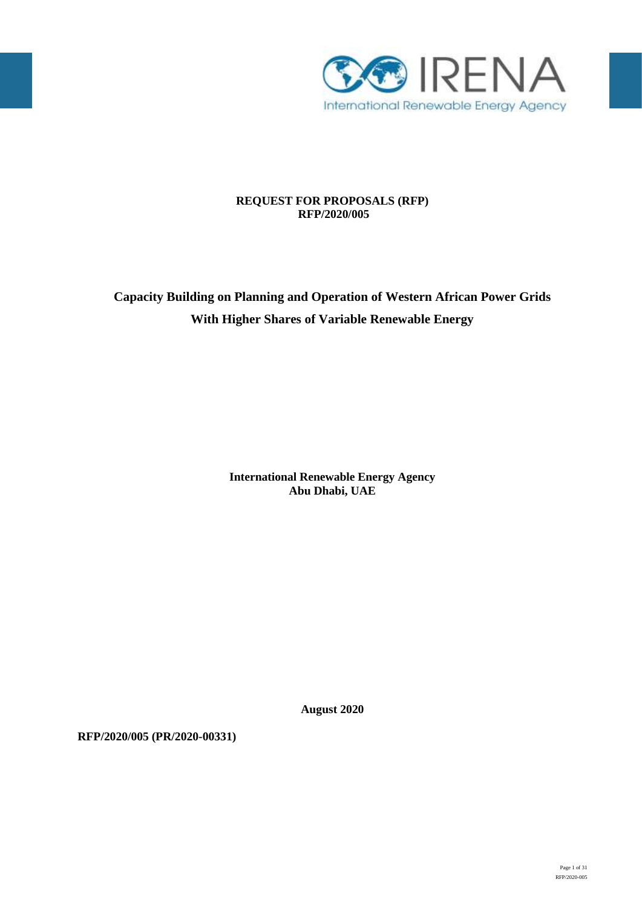**REQUEST FOR PROPOSALS (RFP)**
**RFP/2020/005**

# Capacity Building on Planning and Operation of Western African Power Grids With Higher Shares of Variable Renewable Energy

**International Renewable Energy Agency**
**Abu Dhabi, UAE**

**August 2020**

**RFP/2020/005 (PR/2020-00331)**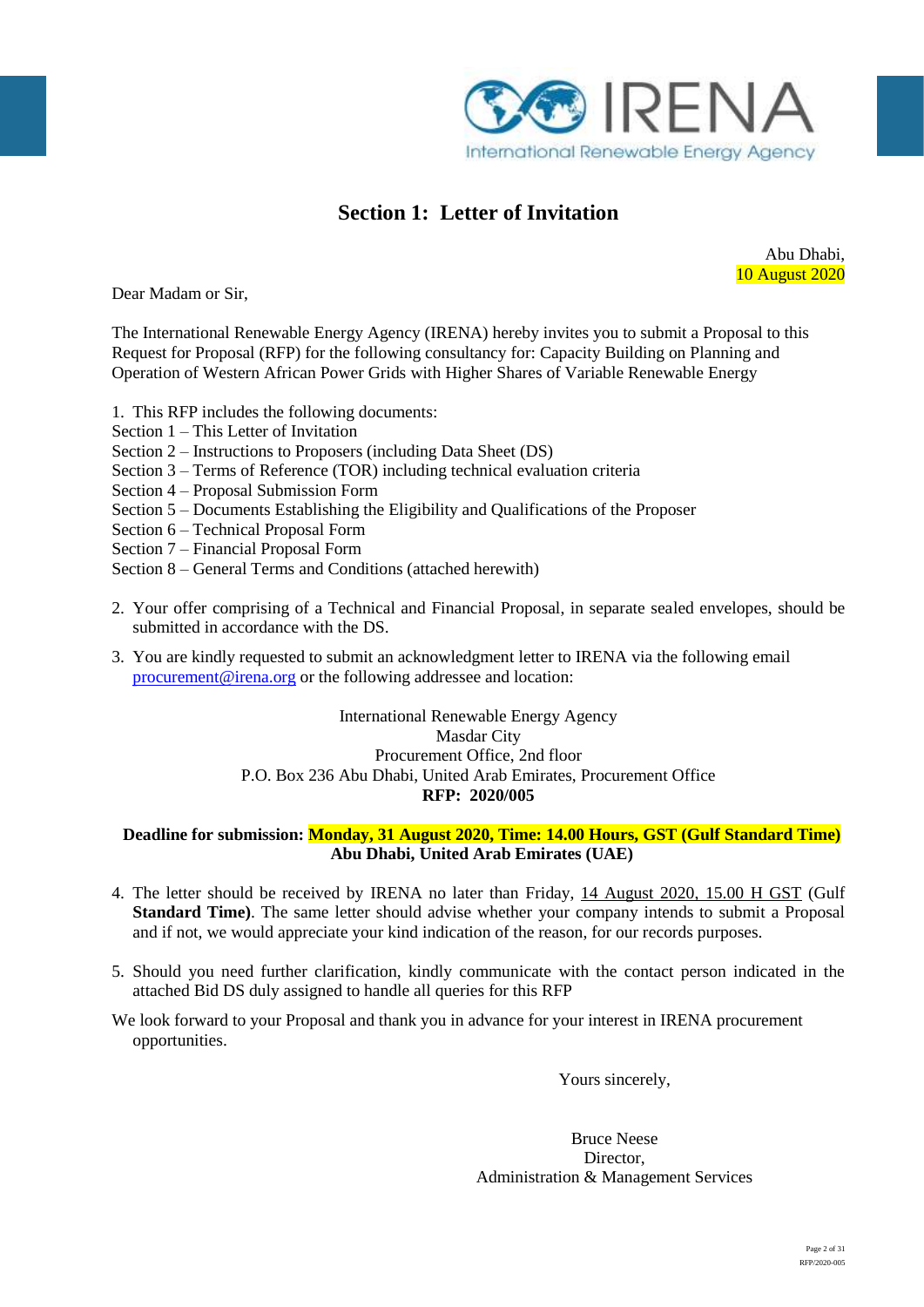# Section 1: Letter of Invitation

Abu Dhabi,
10 August 2020

Dear Madam or Sir,

The International Renewable Energy Agency (IRENA) hereby invites you to submit a Proposal to this Request for Proposal (RFP) for the following consultancy for: Capacity Building on Planning and Operation of Western African Power Grids with Higher Shares of Variable Renewable Energy

1. This RFP includes the following documents:
Section 1 – This Letter of Invitation
Section 2 – Instructions to Proposers (including Data Sheet (DS)
Section 3 – Terms of Reference (TOR) including technical evaluation criteria
Section 4 – Proposal Submission Form
Section 5 – Documents Establishing the Eligibility and Qualifications of the Proposer
Section 6 – Technical Proposal Form
Section 7 – Financial Proposal Form
Section 8 – General Terms and Conditions (attached herewith)

2. Your offer comprising of a Technical and Financial Proposal, in separate sealed envelopes, should be submitted in accordance with the DS.

3. You are kindly requested to submit an acknowledgment letter to IRENA via the following email procurement@irena.org or the following addressee and location:

International Renewable Energy Agency
Masdar City
Procurement Office, 2nd floor
P.O. Box 236 Abu Dhabi, United Arab Emirates, Procurement Office
**RFP: 2020/005**

**Deadline for submission: Monday, 31 August 2020, Time: 14.00 Hours, GST (Gulf Standard Time) Abu Dhabi, United Arab Emirates (UAE)**

4. The letter should be received by IRENA no later than Friday, 14 August 2020, 15.00 H GST (Gulf **Standard Time)**. The same letter should advise whether your company intends to submit a Proposal and if not, we would appreciate your kind indication of the reason, for our records purposes.

5. Should you need further clarification, kindly communicate with the contact person indicated in the attached Bid DS duly assigned to handle all queries for this RFP

We look forward to your Proposal and thank you in advance for your interest in IRENA procurement opportunities.

Yours sincerely,

Bruce Neese
Director,
Administration & Management Services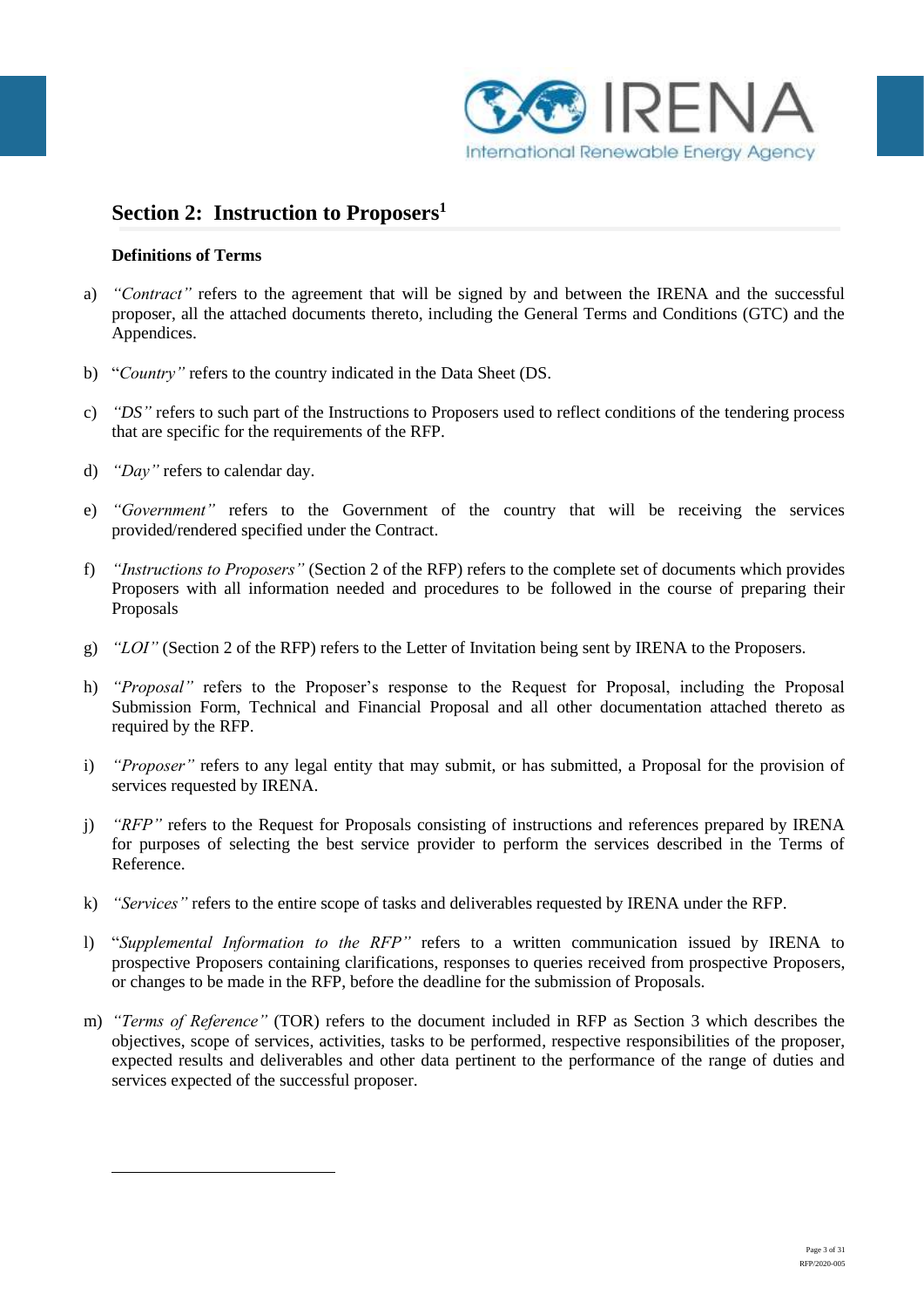## Section 2: Instruction to Proposers[1]

**Definitions of Terms**

a) *"Contract"* refers to the agreement that will be signed by and between the IRENA and the successful proposer, all the attached documents thereto, including the General Terms and Conditions (GTC) and the Appendices.

b) "*Country"* refers to the country indicated in the Data Sheet (DS.

c) *"DS"* refers to such part of the Instructions to Proposers used to reflect conditions of the tendering process that are specific for the requirements of the RFP.

d) *"Day"* refers to calendar day.

e) *"Government"* refers to the Government of the country that will be receiving the services provided/rendered specified under the Contract.

f) *"Instructions to Proposers"* (Section 2 of the RFP) refers to the complete set of documents which provides Proposers with all information needed and procedures to be followed in the course of preparing their Proposals

g) *"LOI"* (Section 2 of the RFP) refers to the Letter of Invitation being sent by IRENA to the Proposers.

h) *"Proposal"* refers to the Proposer's response to the Request for Proposal, including the Proposal Submission Form, Technical and Financial Proposal and all other documentation attached thereto as required by the RFP.

i) *"Proposer"* refers to any legal entity that may submit, or has submitted, a Proposal for the provision of services requested by IRENA.

j) *"RFP"* refers to the Request for Proposals consisting of instructions and references prepared by IRENA for purposes of selecting the best service provider to perform the services described in the Terms of Reference.

k) *"Services"* refers to the entire scope of tasks and deliverables requested by IRENA under the RFP.

l) "*Supplemental Information to the RFP"* refers to a written communication issued by IRENA to prospective Proposers containing clarifications, responses to queries received from prospective Proposers, or changes to be made in the RFP, before the deadline for the submission of Proposals.

m) *"Terms of Reference"* (TOR) refers to the document included in RFP as Section 3 which describes the objectives, scope of services, activities, tasks to be performed, respective responsibilities of the proposer, expected results and deliverables and other data pertinent to the performance of the range of duties and services expected of the successful proposer.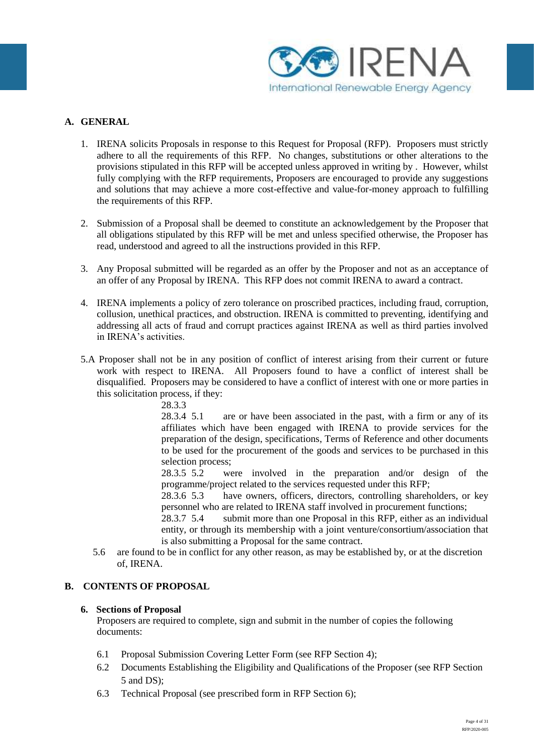## A. GENERAL

1. IRENA solicits Proposals in response to this Request for Proposal (RFP). Proposers must strictly adhere to all the requirements of this RFP. No changes, substitutions or other alterations to the provisions stipulated in this RFP will be accepted unless approved in writing by . However, whilst fully complying with the RFP requirements, Proposers are encouraged to provide any suggestions and solutions that may achieve a more cost-effective and value-for-money approach to fulfilling the requirements of this RFP.

2. Submission of a Proposal shall be deemed to constitute an acknowledgement by the Proposer that all obligations stipulated by this RFP will be met and unless specified otherwise, the Proposer has read, understood and agreed to all the instructions provided in this RFP.

3. Any Proposal submitted will be regarded as an offer by the Proposer and not as an acceptance of an offer of any Proposal by IRENA. This RFP does not commit IRENA to award a contract.

4. IRENA implements a policy of zero tolerance on proscribed practices, including fraud, corruption, collusion, unethical practices, and obstruction. IRENA is committed to preventing, identifying and addressing all acts of fraud and corrupt practices against IRENA as well as third parties involved in IRENA's activities.

5.A Proposer shall not be in any position of conflict of interest arising from their current or future work with respect to IRENA. All Proposers found to have a conflict of interest shall be disqualified. Proposers may be considered to have a conflict of interest with one or more parties in this solicitation process, if they:

28.3.3
28.3.4 5.1 are or have been associated in the past, with a firm or any of its affiliates which have been engaged with IRENA to provide services for the preparation of the design, specifications, Terms of Reference and other documents to be used for the procurement of the goods and services to be purchased in this selection process;
28.3.5 5.2 were involved in the preparation and/or design of the programme/project related to the services requested under this RFP;
28.3.6 5.3 have owners, officers, directors, controlling shareholders, or key personnel who are related to IRENA staff involved in procurement functions;
28.3.7 5.4 submit more than one Proposal in this RFP, either as an individual entity, or through its membership with a joint venture/consortium/association that is also submitting a Proposal for the same contract.

5.6 are found to be in conflict for any other reason, as may be established by, or at the discretion of, IRENA.

## B. CONTENTS OF PROPOSAL

### 6. Sections of Proposal

Proposers are required to complete, sign and submit in the number of copies the following documents:

6.1 Proposal Submission Covering Letter Form (see RFP Section 4);
6.2 Documents Establishing the Eligibility and Qualifications of the Proposer (see RFP Section 5 and DS);
6.3 Technical Proposal (see prescribed form in RFP Section 6);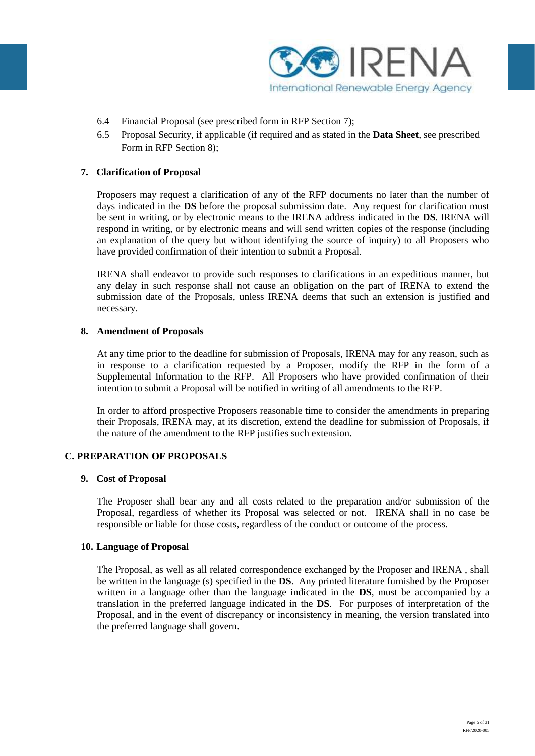6.4 Financial Proposal (see prescribed form in RFP Section 7);

6.5 Proposal Security, if applicable (if required and as stated in the **Data Sheet**, see prescribed Form in RFP Section 8);

### 7. Clarification of Proposal

Proposers may request a clarification of any of the RFP documents no later than the number of days indicated in the **DS** before the proposal submission date. Any request for clarification must be sent in writing, or by electronic means to the IRENA address indicated in the **DS**. IRENA will respond in writing, or by electronic means and will send written copies of the response (including an explanation of the query but without identifying the source of inquiry) to all Proposers who have provided confirmation of their intention to submit a Proposal.

IRENA shall endeavor to provide such responses to clarifications in an expeditious manner, but any delay in such response shall not cause an obligation on the part of IRENA to extend the submission date of the Proposals, unless IRENA deems that such an extension is justified and necessary.

### 8. Amendment of Proposals

At any time prior to the deadline for submission of Proposals, IRENA may for any reason, such as in response to a clarification requested by a Proposer, modify the RFP in the form of a Supplemental Information to the RFP. All Proposers who have provided confirmation of their intention to submit a Proposal will be notified in writing of all amendments to the RFP.

In order to afford prospective Proposers reasonable time to consider the amendments in preparing their Proposals, IRENA may, at its discretion, extend the deadline for submission of Proposals, if the nature of the amendment to the RFP justifies such extension.

## C. PREPARATION OF PROPOSALS

### 9. Cost of Proposal

The Proposer shall bear any and all costs related to the preparation and/or submission of the Proposal, regardless of whether its Proposal was selected or not. IRENA shall in no case be responsible or liable for those costs, regardless of the conduct or outcome of the process.

### 10. Language of Proposal

The Proposal, as well as all related correspondence exchanged by the Proposer and IRENA , shall be written in the language (s) specified in the **DS**. Any printed literature furnished by the Proposer written in a language other than the language indicated in the **DS**, must be accompanied by a translation in the preferred language indicated in the **DS**. For purposes of interpretation of the Proposal, and in the event of discrepancy or inconsistency in meaning, the version translated into the preferred language shall govern.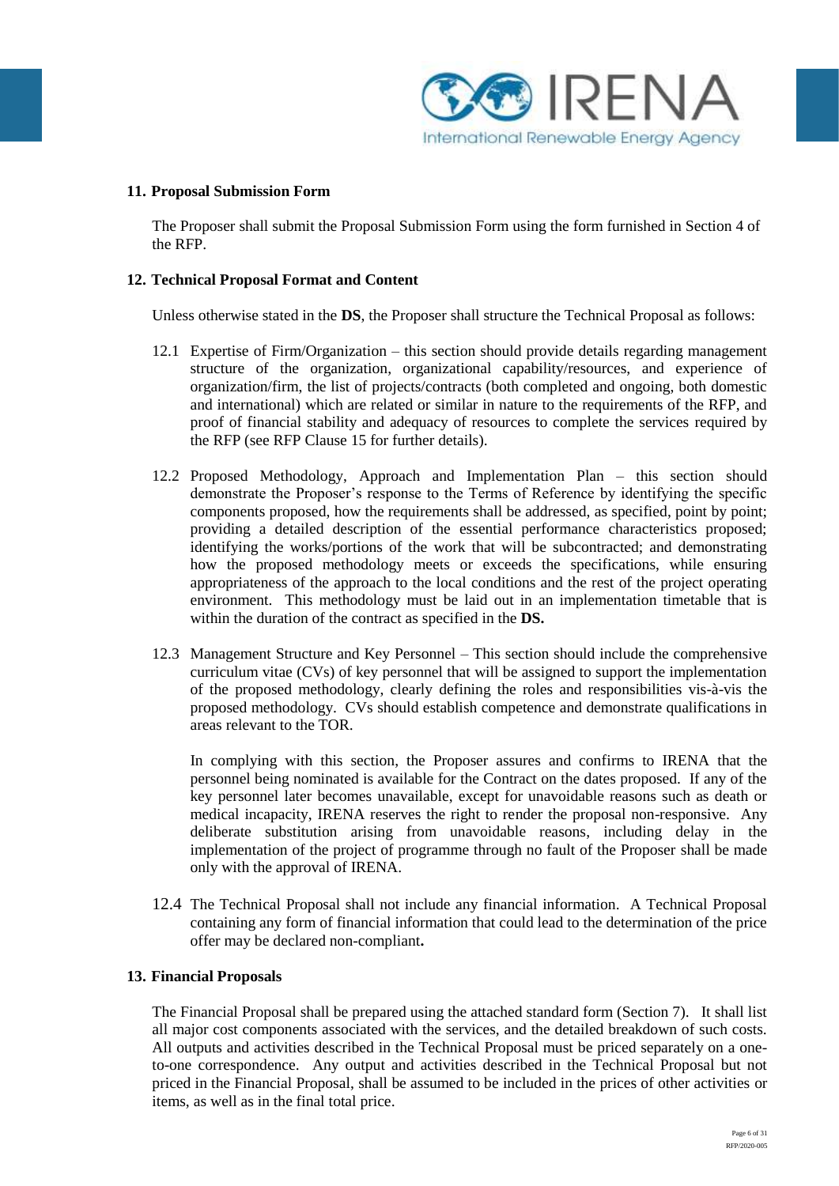## 11. Proposal Submission Form

The Proposer shall submit the Proposal Submission Form using the form furnished in Section 4 of the RFP.

## 12. Technical Proposal Format and Content

Unless otherwise stated in the **DS**, the Proposer shall structure the Technical Proposal as follows:

12.1 Expertise of Firm/Organization – this section should provide details regarding management structure of the organization, organizational capability/resources, and experience of organization/firm, the list of projects/contracts (both completed and ongoing, both domestic and international) which are related or similar in nature to the requirements of the RFP, and proof of financial stability and adequacy of resources to complete the services required by the RFP (see RFP Clause 15 for further details).

12.2 Proposed Methodology, Approach and Implementation Plan – this section should demonstrate the Proposer's response to the Terms of Reference by identifying the specific components proposed, how the requirements shall be addressed, as specified, point by point; providing a detailed description of the essential performance characteristics proposed; identifying the works/portions of the work that will be subcontracted; and demonstrating how the proposed methodology meets or exceeds the specifications, while ensuring appropriateness of the approach to the local conditions and the rest of the project operating environment. This methodology must be laid out in an implementation timetable that is within the duration of the contract as specified in the **DS.**

12.3 Management Structure and Key Personnel – This section should include the comprehensive curriculum vitae (CVs) of key personnel that will be assigned to support the implementation of the proposed methodology, clearly defining the roles and responsibilities vis-à-vis the proposed methodology. CVs should establish competence and demonstrate qualifications in areas relevant to the TOR.

In complying with this section, the Proposer assures and confirms to IRENA that the personnel being nominated is available for the Contract on the dates proposed. If any of the key personnel later becomes unavailable, except for unavoidable reasons such as death or medical incapacity, IRENA reserves the right to render the proposal non-responsive. Any deliberate substitution arising from unavoidable reasons, including delay in the implementation of the project of programme through no fault of the Proposer shall be made only with the approval of IRENA.

12.4 The Technical Proposal shall not include any financial information. A Technical Proposal containing any form of financial information that could lead to the determination of the price offer may be declared non-compliant**.**

## 13. Financial Proposals

The Financial Proposal shall be prepared using the attached standard form (Section 7). It shall list all major cost components associated with the services, and the detailed breakdown of such costs. All outputs and activities described in the Technical Proposal must be priced separately on a one-to-one correspondence. Any output and activities described in the Technical Proposal but not priced in the Financial Proposal, shall be assumed to be included in the prices of other activities or items, as well as in the final total price.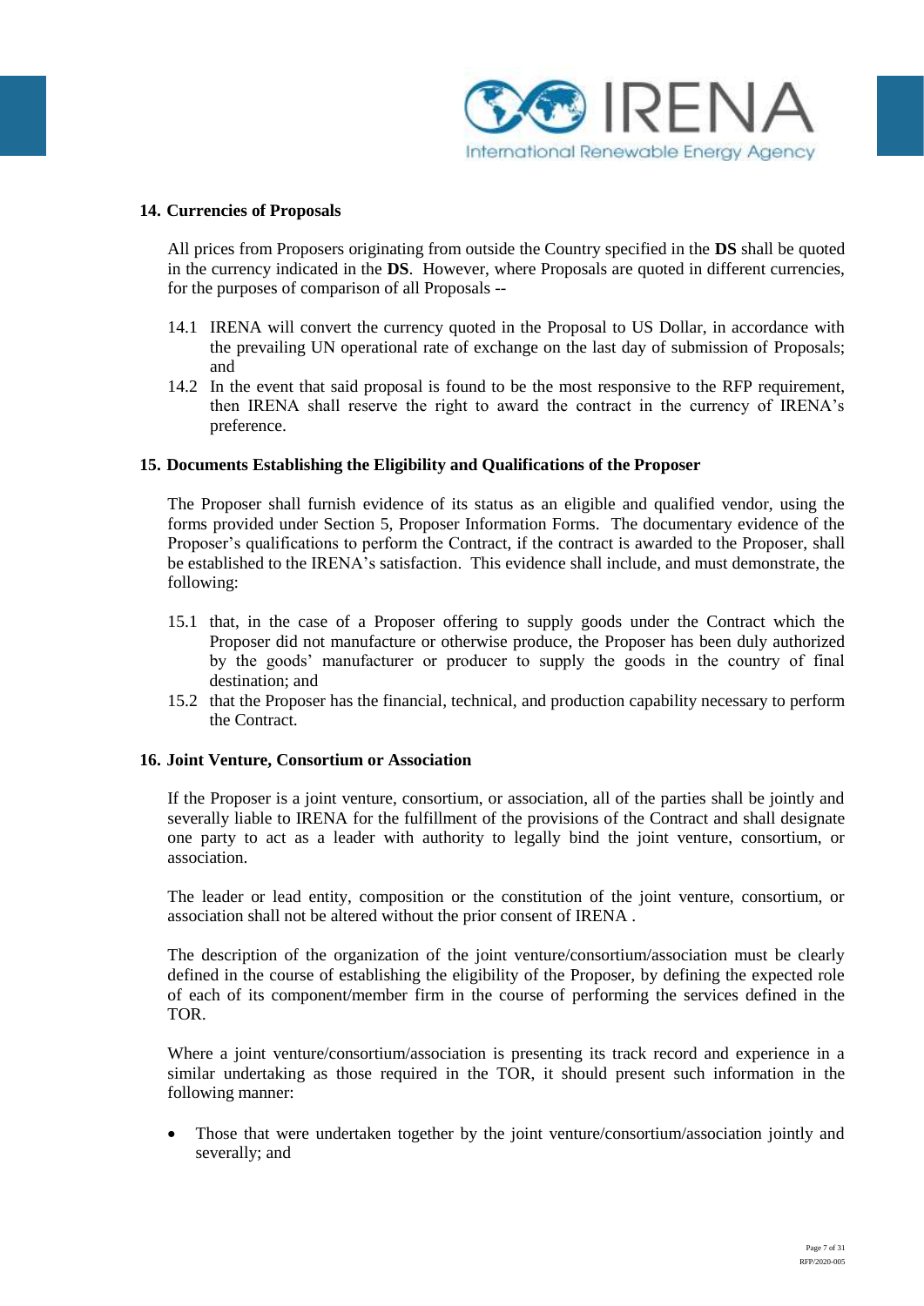### 14. Currencies of Proposals

All prices from Proposers originating from outside the Country specified in the **DS** shall be quoted in the currency indicated in the **DS**. However, where Proposals are quoted in different currencies, for the purposes of comparison of all Proposals --

14.1 IRENA will convert the currency quoted in the Proposal to US Dollar, in accordance with the prevailing UN operational rate of exchange on the last day of submission of Proposals; and

14.2 In the event that said proposal is found to be the most responsive to the RFP requirement, then IRENA shall reserve the right to award the contract in the currency of IRENA's preference.

### 15. Documents Establishing the Eligibility and Qualifications of the Proposer

The Proposer shall furnish evidence of its status as an eligible and qualified vendor, using the forms provided under Section 5, Proposer Information Forms. The documentary evidence of the Proposer's qualifications to perform the Contract, if the contract is awarded to the Proposer, shall be established to the IRENA's satisfaction. This evidence shall include, and must demonstrate, the following:

15.1 that, in the case of a Proposer offering to supply goods under the Contract which the Proposer did not manufacture or otherwise produce, the Proposer has been duly authorized by the goods' manufacturer or producer to supply the goods in the country of final destination; and

15.2 that the Proposer has the financial, technical, and production capability necessary to perform the Contract.

### 16. Joint Venture, Consortium or Association

If the Proposer is a joint venture, consortium, or association, all of the parties shall be jointly and severally liable to IRENA for the fulfillment of the provisions of the Contract and shall designate one party to act as a leader with authority to legally bind the joint venture, consortium, or association.

The leader or lead entity, composition or the constitution of the joint venture, consortium, or association shall not be altered without the prior consent of IRENA .

The description of the organization of the joint venture/consortium/association must be clearly defined in the course of establishing the eligibility of the Proposer, by defining the expected role of each of its component/member firm in the course of performing the services defined in the TOR.

Where a joint venture/consortium/association is presenting its track record and experience in a similar undertaking as those required in the TOR, it should present such information in the following manner:

- Those that were undertaken together by the joint venture/consortium/association jointly and severally; and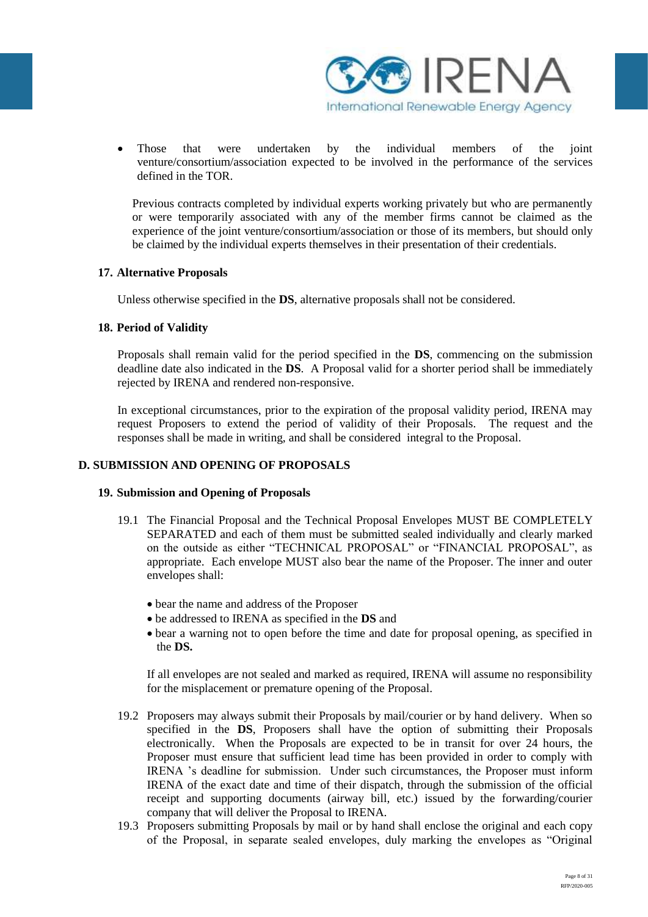- Those that were undertaken by the individual members of the joint venture/consortium/association expected to be involved in the performance of the services defined in the TOR.

Previous contracts completed by individual experts working privately but who are permanently or were temporarily associated with any of the member firms cannot be claimed as the experience of the joint venture/consortium/association or those of its members, but should only be claimed by the individual experts themselves in their presentation of their credentials.

### 17. Alternative Proposals

Unless otherwise specified in the **DS**, alternative proposals shall not be considered.

### 18. Period of Validity

Proposals shall remain valid for the period specified in the **DS**, commencing on the submission deadline date also indicated in the **DS**. A Proposal valid for a shorter period shall be immediately rejected by IRENA and rendered non-responsive.

In exceptional circumstances, prior to the expiration of the proposal validity period, IRENA may request Proposers to extend the period of validity of their Proposals. The request and the responses shall be made in writing, and shall be considered integral to the Proposal.

## D. SUBMISSION AND OPENING OF PROPOSALS

### 19. Submission and Opening of Proposals

19.1 The Financial Proposal and the Technical Proposal Envelopes MUST BE COMPLETELY SEPARATED and each of them must be submitted sealed individually and clearly marked on the outside as either "TECHNICAL PROPOSAL" or "FINANCIAL PROPOSAL", as appropriate. Each envelope MUST also bear the name of the Proposer. The inner and outer envelopes shall:

- bear the name and address of the Proposer
- be addressed to IRENA as specified in the **DS** and
- bear a warning not to open before the time and date for proposal opening, as specified in the **DS.**

If all envelopes are not sealed and marked as required, IRENA will assume no responsibility for the misplacement or premature opening of the Proposal.

19.2 Proposers may always submit their Proposals by mail/courier or by hand delivery. When so specified in the **DS**, Proposers shall have the option of submitting their Proposals electronically. When the Proposals are expected to be in transit for over 24 hours, the Proposer must ensure that sufficient lead time has been provided in order to comply with IRENA 's deadline for submission. Under such circumstances, the Proposer must inform IRENA of the exact date and time of their dispatch, through the submission of the official receipt and supporting documents (airway bill, etc.) issued by the forwarding/courier company that will deliver the Proposal to IRENA.

19.3 Proposers submitting Proposals by mail or by hand shall enclose the original and each copy of the Proposal, in separate sealed envelopes, duly marking the envelopes as "Original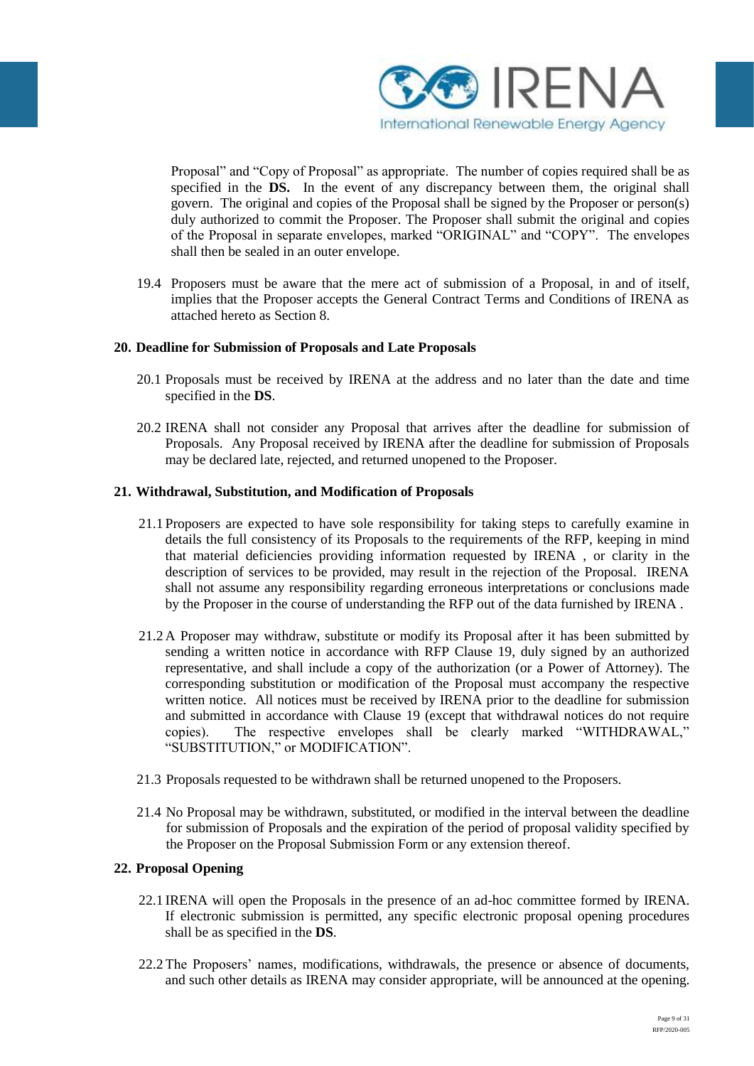Proposal" and "Copy of Proposal" as appropriate. The number of copies required shall be as specified in the **DS.** In the event of any discrepancy between them, the original shall govern. The original and copies of the Proposal shall be signed by the Proposer or person(s) duly authorized to commit the Proposer. The Proposer shall submit the original and copies of the Proposal in separate envelopes, marked "ORIGINAL" and "COPY". The envelopes shall then be sealed in an outer envelope.

19.4 Proposers must be aware that the mere act of submission of a Proposal, in and of itself, implies that the Proposer accepts the General Contract Terms and Conditions of IRENA as attached hereto as Section 8.

**20. Deadline for Submission of Proposals and Late Proposals**

20.1 Proposals must be received by IRENA at the address and no later than the date and time specified in the **DS**.

20.2 IRENA shall not consider any Proposal that arrives after the deadline for submission of Proposals. Any Proposal received by IRENA after the deadline for submission of Proposals may be declared late, rejected, and returned unopened to the Proposer.

**21. Withdrawal, Substitution, and Modification of Proposals**

21.1 Proposers are expected to have sole responsibility for taking steps to carefully examine in details the full consistency of its Proposals to the requirements of the RFP, keeping in mind that material deficiencies providing information requested by IRENA , or clarity in the description of services to be provided, may result in the rejection of the Proposal. IRENA shall not assume any responsibility regarding erroneous interpretations or conclusions made by the Proposer in the course of understanding the RFP out of the data furnished by IRENA .

21.2 A Proposer may withdraw, substitute or modify its Proposal after it has been submitted by sending a written notice in accordance with RFP Clause 19, duly signed by an authorized representative, and shall include a copy of the authorization (or a Power of Attorney). The corresponding substitution or modification of the Proposal must accompany the respective written notice. All notices must be received by IRENA prior to the deadline for submission and submitted in accordance with Clause 19 (except that withdrawal notices do not require copies). The respective envelopes shall be clearly marked "WITHDRAWAL," "SUBSTITUTION," or MODIFICATION".

21.3 Proposals requested to be withdrawn shall be returned unopened to the Proposers.

21.4 No Proposal may be withdrawn, substituted, or modified in the interval between the deadline for submission of Proposals and the expiration of the period of proposal validity specified by the Proposer on the Proposal Submission Form or any extension thereof.

**22. Proposal Opening**

22.1 IRENA will open the Proposals in the presence of an ad-hoc committee formed by IRENA. If electronic submission is permitted, any specific electronic proposal opening procedures shall be as specified in the **DS**.

22.2 The Proposers' names, modifications, withdrawals, the presence or absence of documents, and such other details as IRENA may consider appropriate, will be announced at the opening.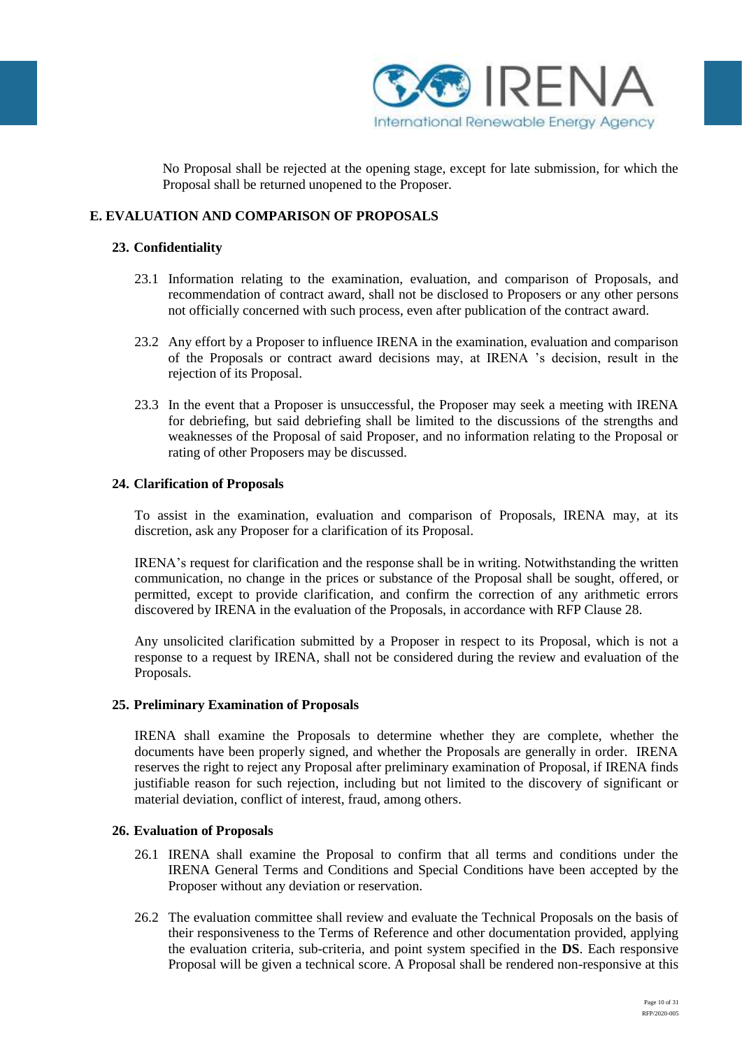No Proposal shall be rejected at the opening stage, except for late submission, for which the Proposal shall be returned unopened to the Proposer.

## E. EVALUATION AND COMPARISON OF PROPOSALS

### 23. Confidentiality

23.1 Information relating to the examination, evaluation, and comparison of Proposals, and recommendation of contract award, shall not be disclosed to Proposers or any other persons not officially concerned with such process, even after publication of the contract award.

23.2 Any effort by a Proposer to influence IRENA in the examination, evaluation and comparison of the Proposals or contract award decisions may, at IRENA 's decision, result in the rejection of its Proposal.

23.3 In the event that a Proposer is unsuccessful, the Proposer may seek a meeting with IRENA for debriefing, but said debriefing shall be limited to the discussions of the strengths and weaknesses of the Proposal of said Proposer, and no information relating to the Proposal or rating of other Proposers may be discussed.

### 24. Clarification of Proposals

To assist in the examination, evaluation and comparison of Proposals, IRENA may, at its discretion, ask any Proposer for a clarification of its Proposal.

IRENA's request for clarification and the response shall be in writing. Notwithstanding the written communication, no change in the prices or substance of the Proposal shall be sought, offered, or permitted, except to provide clarification, and confirm the correction of any arithmetic errors discovered by IRENA in the evaluation of the Proposals, in accordance with RFP Clause 28.

Any unsolicited clarification submitted by a Proposer in respect to its Proposal, which is not a response to a request by IRENA, shall not be considered during the review and evaluation of the Proposals.

### 25. Preliminary Examination of Proposals

IRENA shall examine the Proposals to determine whether they are complete, whether the documents have been properly signed, and whether the Proposals are generally in order. IRENA reserves the right to reject any Proposal after preliminary examination of Proposal, if IRENA finds justifiable reason for such rejection, including but not limited to the discovery of significant or material deviation, conflict of interest, fraud, among others.

### 26. Evaluation of Proposals

26.1 IRENA shall examine the Proposal to confirm that all terms and conditions under the IRENA General Terms and Conditions and Special Conditions have been accepted by the Proposer without any deviation or reservation.

26.2 The evaluation committee shall review and evaluate the Technical Proposals on the basis of their responsiveness to the Terms of Reference and other documentation provided, applying the evaluation criteria, sub-criteria, and point system specified in the **DS**. Each responsive Proposal will be given a technical score. A Proposal shall be rendered non-responsive at this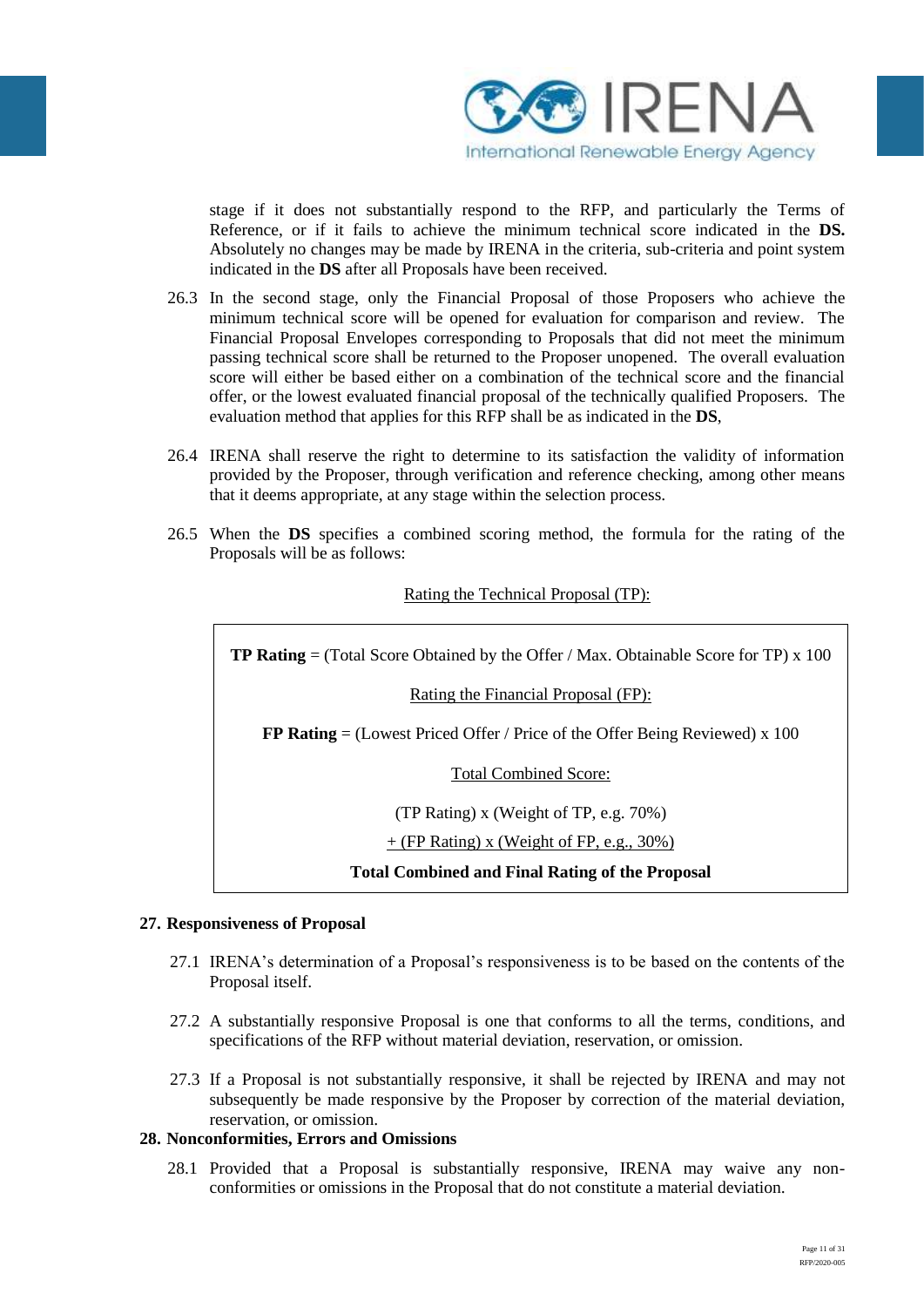stage if it does not substantially respond to the RFP, and particularly the Terms of Reference, or if it fails to achieve the minimum technical score indicated in the **DS.** Absolutely no changes may be made by IRENA in the criteria, sub-criteria and point system indicated in the **DS** after all Proposals have been received.

26.3 In the second stage, only the Financial Proposal of those Proposers who achieve the minimum technical score will be opened for evaluation for comparison and review. The Financial Proposal Envelopes corresponding to Proposals that did not meet the minimum passing technical score shall be returned to the Proposer unopened. The overall evaluation score will either be based either on a combination of the technical score and the financial offer, or the lowest evaluated financial proposal of the technically qualified Proposers. The evaluation method that applies for this RFP shall be as indicated in the **DS**,

26.4 IRENA shall reserve the right to determine to its satisfaction the validity of information provided by the Proposer, through verification and reference checking, among other means that it deems appropriate, at any stage within the selection process.

26.5 When the **DS** specifies a combined scoring method, the formula for the rating of the Proposals will be as follows:

<u>Rating the Technical Proposal (TP):</u>

**TP Rating** = (Total Score Obtained by the Offer / Max. Obtainable Score for TP) x 100

<u>Rating the Financial Proposal (FP):</u>

**FP Rating** = (Lowest Priced Offer / Price of the Offer Being Reviewed) x 100

<u>Total Combined Score:</u>

(TP Rating) x (Weight of TP, e.g. 70%)

<u>+ (FP Rating) x (Weight of FP, e.g., 30%)</u>

**Total Combined and Final Rating of the Proposal**

## 27. Responsiveness of Proposal

27.1 IRENA's determination of a Proposal's responsiveness is to be based on the contents of the Proposal itself.

27.2 A substantially responsive Proposal is one that conforms to all the terms, conditions, and specifications of the RFP without material deviation, reservation, or omission.

27.3 If a Proposal is not substantially responsive, it shall be rejected by IRENA and may not subsequently be made responsive by the Proposer by correction of the material deviation, reservation, or omission.

## 28. Nonconformities, Errors and Omissions

28.1 Provided that a Proposal is substantially responsive, IRENA may waive any non-conformities or omissions in the Proposal that do not constitute a material deviation.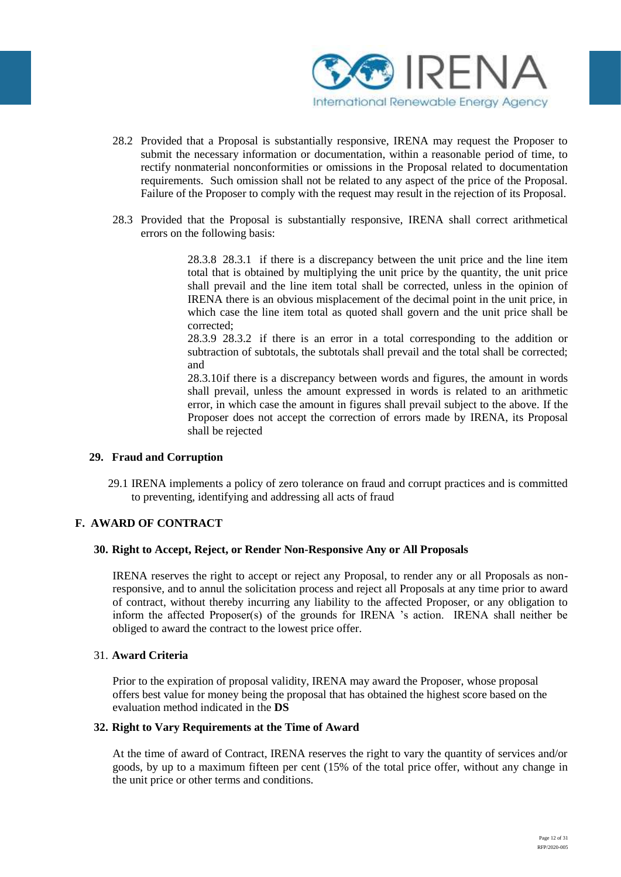28.2 Provided that a Proposal is substantially responsive, IRENA may request the Proposer to submit the necessary information or documentation, within a reasonable period of time, to rectify nonmaterial nonconformities or omissions in the Proposal related to documentation requirements. Such omission shall not be related to any aspect of the price of the Proposal. Failure of the Proposer to comply with the request may result in the rejection of its Proposal.

28.3 Provided that the Proposal is substantially responsive, IRENA shall correct arithmetical errors on the following basis:

> 28.3.8 28.3.1 if there is a discrepancy between the unit price and the line item total that is obtained by multiplying the unit price by the quantity, the unit price shall prevail and the line item total shall be corrected, unless in the opinion of IRENA there is an obvious misplacement of the decimal point in the unit price, in which case the line item total as quoted shall govern and the unit price shall be corrected;
>
> 28.3.9 28.3.2 if there is an error in a total corresponding to the addition or subtraction of subtotals, the subtotals shall prevail and the total shall be corrected; and
>
> 28.3.10if there is a discrepancy between words and figures, the amount in words shall prevail, unless the amount expressed in words is related to an arithmetic error, in which case the amount in figures shall prevail subject to the above. If the Proposer does not accept the correction of errors made by IRENA, its Proposal shall be rejected

### 29. Fraud and Corruption

29.1 IRENA implements a policy of zero tolerance on fraud and corrupt practices and is committed to preventing, identifying and addressing all acts of fraud

## F. AWARD OF CONTRACT

### 30. Right to Accept, Reject, or Render Non-Responsive Any or All Proposals

IRENA reserves the right to accept or reject any Proposal, to render any or all Proposals as non-responsive, and to annul the solicitation process and reject all Proposals at any time prior to award of contract, without thereby incurring any liability to the affected Proposer, or any obligation to inform the affected Proposer(s) of the grounds for IRENA 's action. IRENA shall neither be obliged to award the contract to the lowest price offer.

### 31. Award Criteria

Prior to the expiration of proposal validity, IRENA may award the Proposer, whose proposal offers best value for money being the proposal that has obtained the highest score based on the evaluation method indicated in the **DS**

### 32. Right to Vary Requirements at the Time of Award

At the time of award of Contract, IRENA reserves the right to vary the quantity of services and/or goods, by up to a maximum fifteen per cent (15% of the total price offer, without any change in the unit price or other terms and conditions.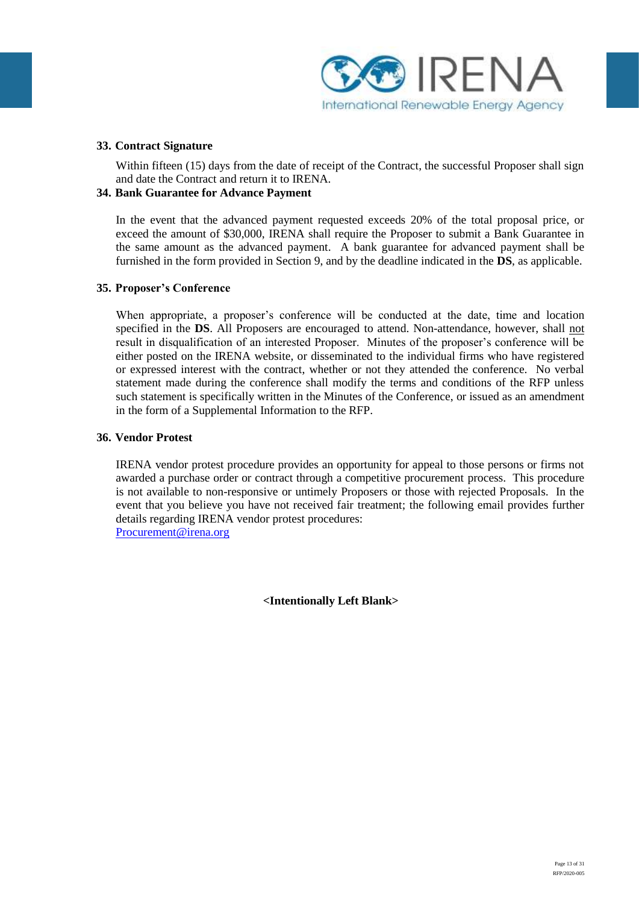### 33. Contract Signature

Within fifteen (15) days from the date of receipt of the Contract, the successful Proposer shall sign and date the Contract and return it to IRENA.

### 34. Bank Guarantee for Advance Payment

In the event that the advanced payment requested exceeds 20% of the total proposal price, or exceed the amount of $30,000, IRENA shall require the Proposer to submit a Bank Guarantee in the same amount as the advanced payment. A bank guarantee for advanced payment shall be furnished in the form provided in Section 9, and by the deadline indicated in the **DS**, as applicable.

### 35. Proposer's Conference

When appropriate, a proposer's conference will be conducted at the date, time and location specified in the **DS**. All Proposers are encouraged to attend. Non-attendance, however, shall not result in disqualification of an interested Proposer. Minutes of the proposer's conference will be either posted on the IRENA website, or disseminated to the individual firms who have registered or expressed interest with the contract, whether or not they attended the conference. No verbal statement made during the conference shall modify the terms and conditions of the RFP unless such statement is specifically written in the Minutes of the Conference, or issued as an amendment in the form of a Supplemental Information to the RFP.

### 36. Vendor Protest

IRENA vendor protest procedure provides an opportunity for appeal to those persons or firms not awarded a purchase order or contract through a competitive procurement process. This procedure is not available to non-responsive or untimely Proposers or those with rejected Proposals. In the event that you believe you have not received fair treatment; the following email provides further details regarding IRENA vendor protest procedures:
Procurement@irena.org

**<Intentionally Left Blank>**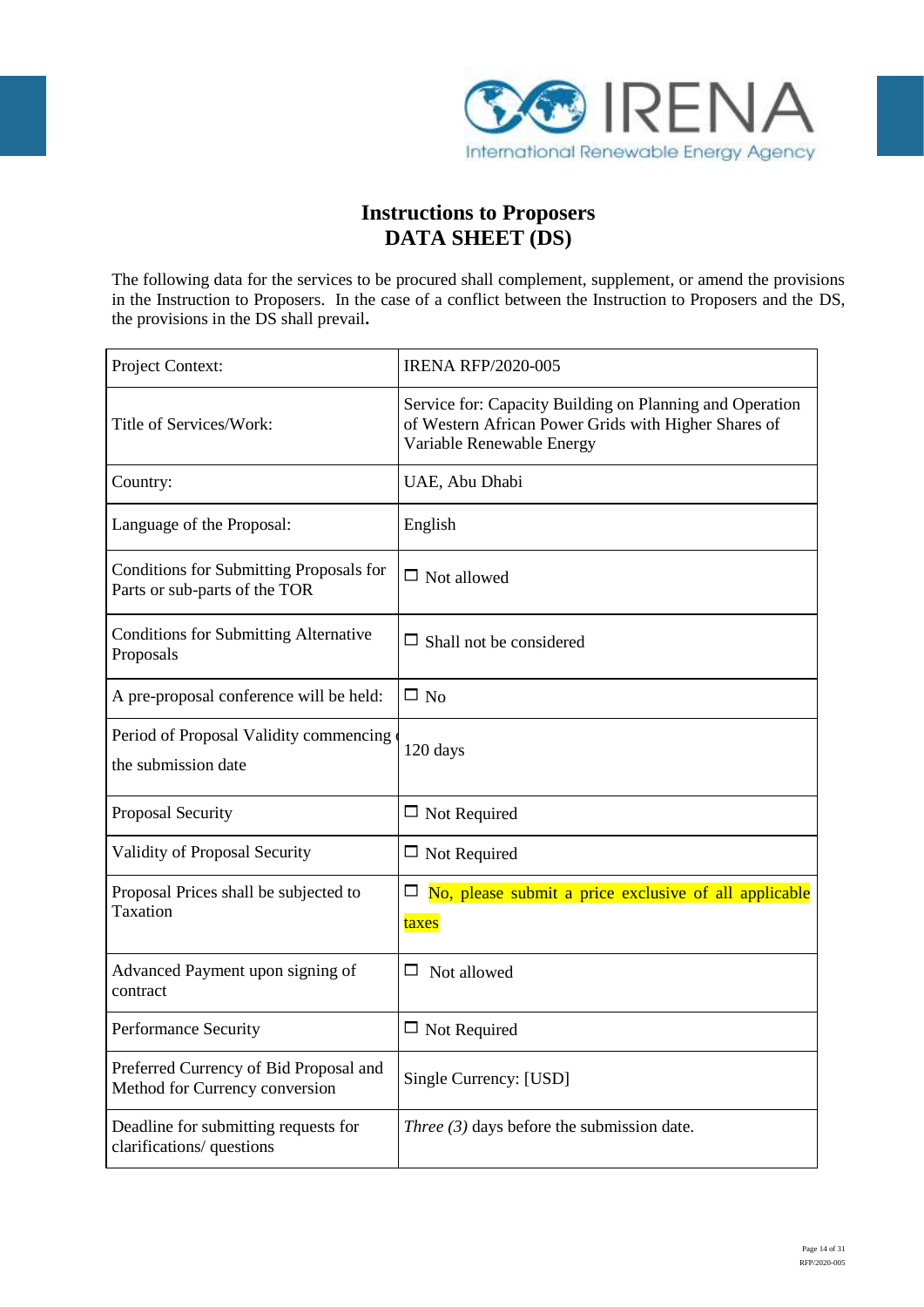# Instructions to Proposers
# DATA SHEET (DS)

The following data for the services to be procured shall complement, supplement, or amend the provisions in the Instruction to Proposers. In the case of a conflict between the Instruction to Proposers and the DS, the provisions in the DS shall prevail**.**

| Project Context: | IRENA RFP/2020-005 |
|---|---|
| Title of Services/Work: | Service for: Capacity Building on Planning and Operation of Western African Power Grids with Higher Shares of Variable Renewable Energy |
| Country: | UAE, Abu Dhabi |
| Language of the Proposal: | English |
| Conditions for Submitting Proposals for Parts or sub-parts of the TOR | ☐ Not allowed |
| Conditions for Submitting Alternative Proposals | ☐ Shall not be considered |
| A pre-proposal conference will be held: | ☐ No |
| Period of Proposal Validity commencing the submission date | 120 days |
| Proposal Security | ☐ Not Required |
| Validity of Proposal Security | ☐ Not Required |
| Proposal Prices shall be subjected to Taxation | ☐ No, please submit a price exclusive of all applicable taxes |
| Advanced Payment upon signing of contract | ☐ Not allowed |
| Performance Security | ☐ Not Required |
| Preferred Currency of Bid Proposal and Method for Currency conversion | Single Currency: [USD] |
| Deadline for submitting requests for clarifications/ questions | *Three (3)* days before the submission date. |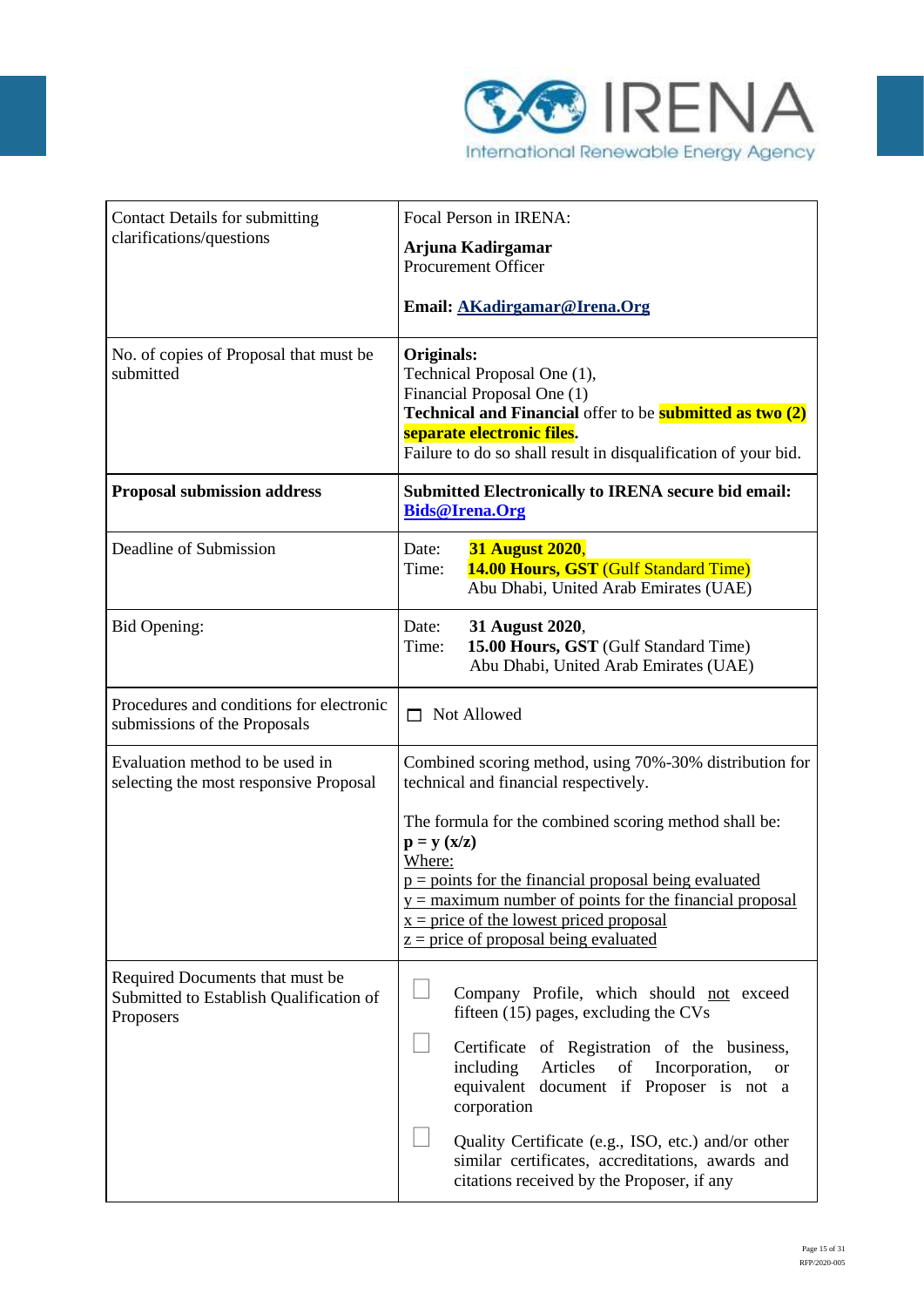| | |
|---|---|
| Contact Details for submitting clarifications/questions | Focal Person in IRENA:<br><br>**Arjuna Kadirgamar**<br>Procurement Officer<br><br>**Email: AKadirgamar@Irena.Org** |
| No. of copies of Proposal that must be submitted | **Originals:**<br>Technical Proposal One (1),<br>Financial Proposal One (1)<br>**Technical and Financial** offer to be **submitted as two (2) separate electronic files.**<br>Failure to do so shall result in disqualification of your bid. |
| **Proposal submission address** | **Submitted Electronically to IRENA secure bid email: Bids@Irena.Org** |
| Deadline of Submission | Date: **31 August 2020**,<br>Time: **14.00 Hours, GST** (Gulf Standard Time)<br>Abu Dhabi, United Arab Emirates (UAE) |
| Bid Opening: | Date: **31 August 2020**,<br>Time: **15.00 Hours, GST** (Gulf Standard Time)<br>Abu Dhabi, United Arab Emirates (UAE) |
| Procedures and conditions for electronic submissions of the Proposals | ☐ Not Allowed |
| Evaluation method to be used in selecting the most responsive Proposal | Combined scoring method, using 70%-30% distribution for technical and financial respectively.<br><br>The formula for the combined scoring method shall be:<br>**$p = y (x/z)$**<br>Where:<br>$p$ = points for the financial proposal being evaluated<br>$y$ = maximum number of points for the financial proposal<br>$x$ = price of the lowest priced proposal<br>$z$ = price of proposal being evaluated |
| Required Documents that must be Submitted to Establish Qualification of Proposers | ☐ Company Profile, which should not exceed fifteen (15) pages, excluding the CVs<br><br>☐ Certificate of Registration of the business, including Articles of Incorporation, or equivalent document if Proposer is not a corporation<br><br>☐ Quality Certificate (e.g., ISO, etc.) and/or other similar certificates, accreditations, awards and citations received by the Proposer, if any |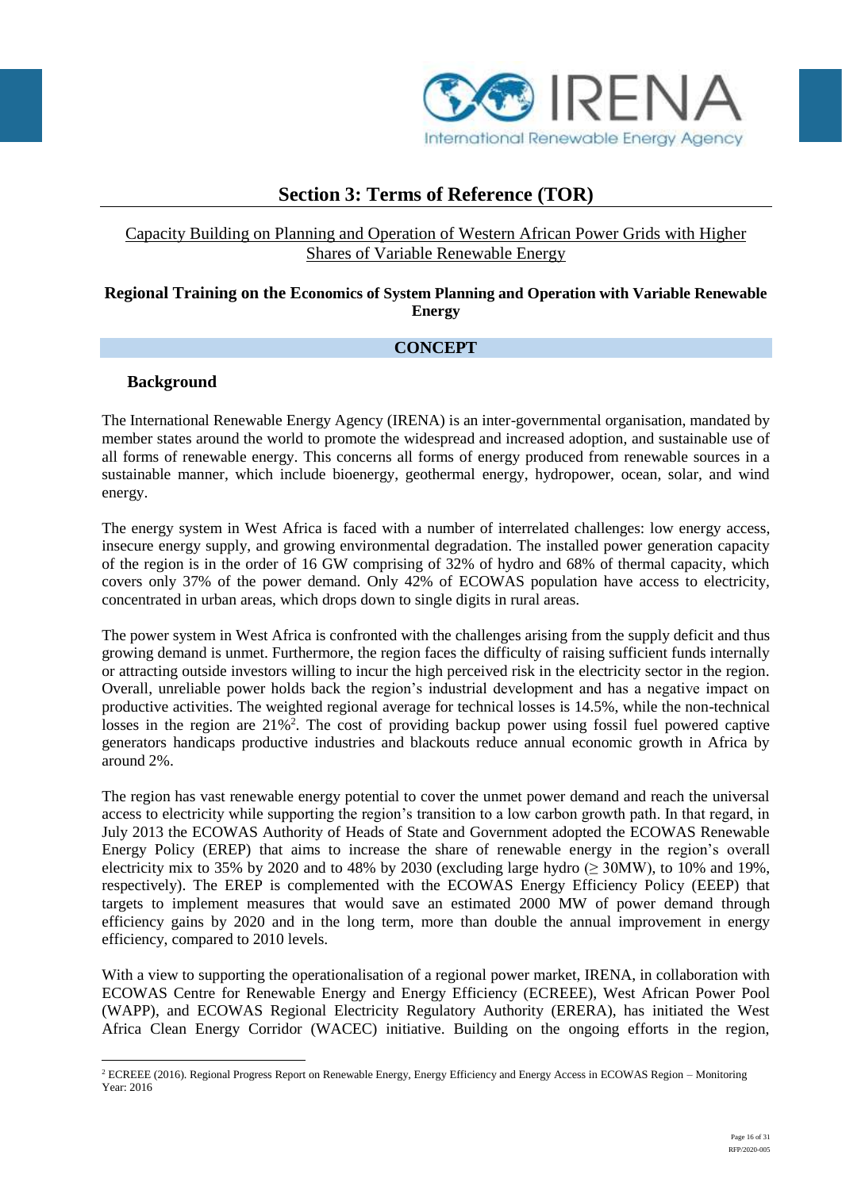# Section 3: Terms of Reference (TOR)

Capacity Building on Planning and Operation of Western African Power Grids with Higher Shares of Variable Renewable Energy

**Regional Training on the Economics of System Planning and Operation with Variable Renewable Energy**

## CONCEPT

### Background

The International Renewable Energy Agency (IRENA) is an inter-governmental organisation, mandated by member states around the world to promote the widespread and increased adoption, and sustainable use of all forms of renewable energy. This concerns all forms of energy produced from renewable sources in a sustainable manner, which include bioenergy, geothermal energy, hydropower, ocean, solar, and wind energy.

The energy system in West Africa is faced with a number of interrelated challenges: low energy access, insecure energy supply, and growing environmental degradation. The installed power generation capacity of the region is in the order of 16 GW comprising of 32% of hydro and 68% of thermal capacity, which covers only 37% of the power demand. Only 42% of ECOWAS population have access to electricity, concentrated in urban areas, which drops down to single digits in rural areas.

The power system in West Africa is confronted with the challenges arising from the supply deficit and thus growing demand is unmet. Furthermore, the region faces the difficulty of raising sufficient funds internally or attracting outside investors willing to incur the high perceived risk in the electricity sector in the region. Overall, unreliable power holds back the region's industrial development and has a negative impact on productive activities. The weighted regional average for technical losses is 14.5%, while the non-technical losses in the region are 21%[2]. The cost of providing backup power using fossil fuel powered captive generators handicaps productive industries and blackouts reduce annual economic growth in Africa by around 2%.

The region has vast renewable energy potential to cover the unmet power demand and reach the universal access to electricity while supporting the region's transition to a low carbon growth path. In that regard, in July 2013 the ECOWAS Authority of Heads of State and Government adopted the ECOWAS Renewable Energy Policy (EREP) that aims to increase the share of renewable energy in the region's overall electricity mix to 35% by 2020 and to 48% by 2030 (excluding large hydro (≥ 30MW), to 10% and 19%, respectively). The EREP is complemented with the ECOWAS Energy Efficiency Policy (EEEP) that targets to implement measures that would save an estimated 2000 MW of power demand through efficiency gains by 2020 and in the long term, more than double the annual improvement in energy efficiency, compared to 2010 levels.

With a view to supporting the operationalisation of a regional power market, IRENA, in collaboration with ECOWAS Centre for Renewable Energy and Energy Efficiency (ECREEE), West African Power Pool (WAPP), and ECOWAS Regional Electricity Regulatory Authority (ERERA), has initiated the West Africa Clean Energy Corridor (WACEC) initiative. Building on the ongoing efforts in the region,

[2] ECREEE (2016). Regional Progress Report on Renewable Energy, Energy Efficiency and Energy Access in ECOWAS Region – Monitoring Year: 2016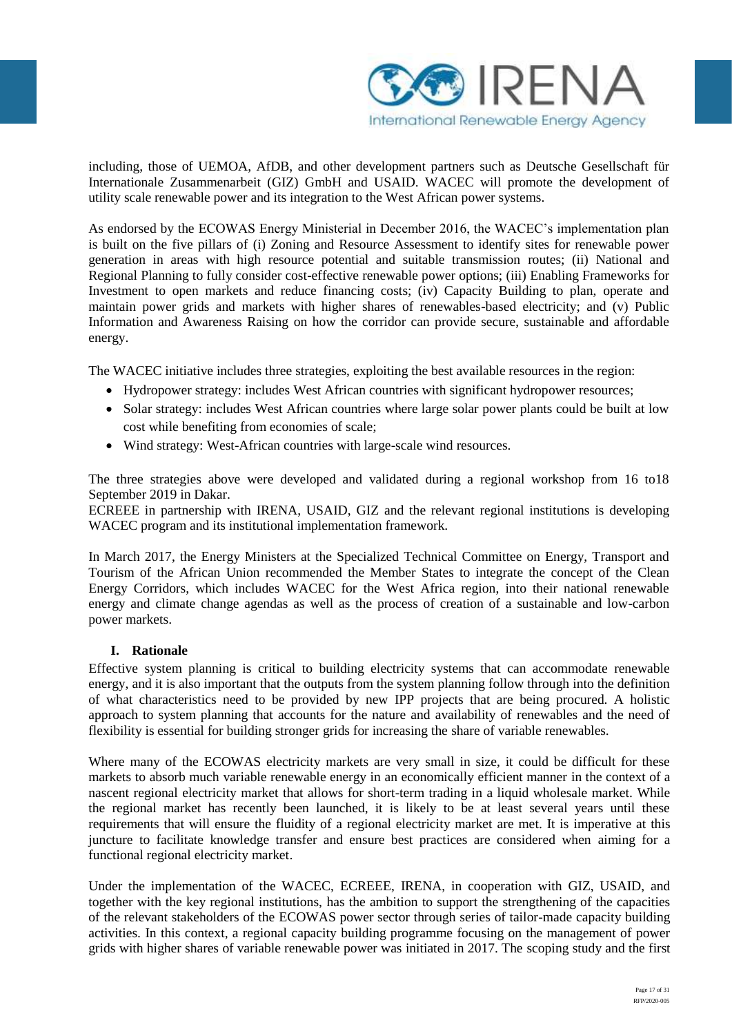including, those of UEMOA, AfDB, and other development partners such as Deutsche Gesellschaft für Internationale Zusammenarbeit (GIZ) GmbH and USAID. WACEC will promote the development of utility scale renewable power and its integration to the West African power systems.

As endorsed by the ECOWAS Energy Ministerial in December 2016, the WACEC's implementation plan is built on the five pillars of (i) Zoning and Resource Assessment to identify sites for renewable power generation in areas with high resource potential and suitable transmission routes; (ii) National and Regional Planning to fully consider cost-effective renewable power options; (iii) Enabling Frameworks for Investment to open markets and reduce financing costs; (iv) Capacity Building to plan, operate and maintain power grids and markets with higher shares of renewables-based electricity; and (v) Public Information and Awareness Raising on how the corridor can provide secure, sustainable and affordable energy.

The WACEC initiative includes three strategies, exploiting the best available resources in the region:

- Hydropower strategy: includes West African countries with significant hydropower resources;
- Solar strategy: includes West African countries where large solar power plants could be built at low cost while benefiting from economies of scale;
- Wind strategy: West-African countries with large-scale wind resources.

The three strategies above were developed and validated during a regional workshop from 16 to18 September 2019 in Dakar.
ECRCEEE in partnership with IRENA, USAID, GIZ and the relevant regional institutions is developing WACEC program and its institutional implementation framework.

In March 2017, the Energy Ministers at the Specialized Technical Committee on Energy, Transport and Tourism of the African Union recommended the Member States to integrate the concept of the Clean Energy Corridors, which includes WACEC for the West Africa region, into their national renewable energy and climate change agendas as well as the process of creation of a sustainable and low-carbon power markets.

## I. Rationale

Effective system planning is critical to building electricity systems that can accommodate renewable energy, and it is also important that the outputs from the system planning follow through into the definition of what characteristics need to be provided by new IPP projects that are being procured. A holistic approach to system planning that accounts for the nature and availability of renewables and the need of flexibility is essential for building stronger grids for increasing the share of variable renewables.

Where many of the ECOWAS electricity markets are very small in size, it could be difficult for these markets to absorb much variable renewable energy in an economically efficient manner in the context of a nascent regional electricity market that allows for short-term trading in a liquid wholesale market. While the regional market has recently been launched, it is likely to be at least several years until these requirements that will ensure the fluidity of a regional electricity market are met. It is imperative at this juncture to facilitate knowledge transfer and ensure best practices are considered when aiming for a functional regional electricity market.

Under the implementation of the WACEC, ECREEE, IRENA, in cooperation with GIZ, USAID, and together with the key regional institutions, has the ambition to support the strengthening of the capacities of the relevant stakeholders of the ECOWAS power sector through series of tailor-made capacity building activities. In this context, a regional capacity building programme focusing on the management of power grids with higher shares of variable renewable power was initiated in 2017. The scoping study and the first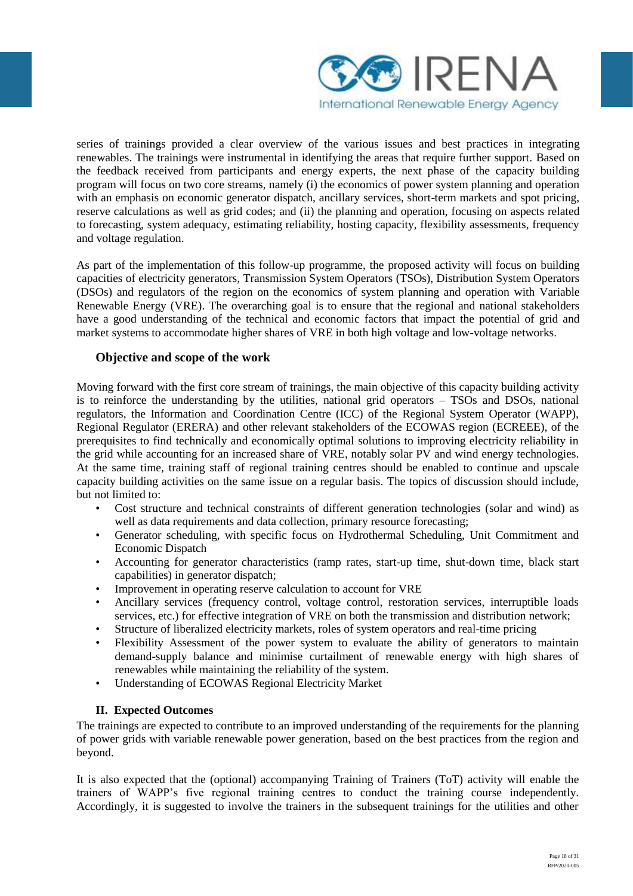series of trainings provided a clear overview of the various issues and best practices in integrating renewables. The trainings were instrumental in identifying the areas that require further support. Based on the feedback received from participants and energy experts, the next phase of the capacity building program will focus on two core streams, namely (i) the economics of power system planning and operation with an emphasis on economic generator dispatch, ancillary services, short-term markets and spot pricing, reserve calculations as well as grid codes; and (ii) the planning and operation, focusing on aspects related to forecasting, system adequacy, estimating reliability, hosting capacity, flexibility assessments, frequency and voltage regulation.

As part of the implementation of this follow-up programme, the proposed activity will focus on building capacities of electricity generators, Transmission System Operators (TSOs), Distribution System Operators (DSOs) and regulators of the region on the economics of system planning and operation with Variable Renewable Energy (VRE). The overarching goal is to ensure that the regional and national stakeholders have a good understanding of the technical and economic factors that impact the potential of grid and market systems to accommodate higher shares of VRE in both high voltage and low-voltage networks.

### Objective and scope of the work

Moving forward with the first core stream of trainings, the main objective of this capacity building activity is to reinforce the understanding by the utilities, national grid operators – TSOs and DSOs, national regulators, the Information and Coordination Centre (ICC) of the Regional System Operator (WAPP), Regional Regulator (ERERA) and other relevant stakeholders of the ECOWAS region (ECREEE), of the prerequisites to find technically and economically optimal solutions to improving electricity reliability in the grid while accounting for an increased share of VRE, notably solar PV and wind energy technologies. At the same time, training staff of regional training centres should be enabled to continue and upscale capacity building activities on the same issue on a regular basis. The topics of discussion should include, but not limited to:

- Cost structure and technical constraints of different generation technologies (solar and wind) as well as data requirements and data collection, primary resource forecasting;
- Generator scheduling, with specific focus on Hydrothermal Scheduling, Unit Commitment and Economic Dispatch
- Accounting for generator characteristics (ramp rates, start-up time, shut-down time, black start capabilities) in generator dispatch;
- Improvement in operating reserve calculation to account for VRE
- Ancillary services (frequency control, voltage control, restoration services, interruptible loads services, etc.) for effective integration of VRE on both the transmission and distribution network;
- Structure of liberalized electricity markets, roles of system operators and real-time pricing
- Flexibility Assessment of the power system to evaluate the ability of generators to maintain demand-supply balance and minimise curtailment of renewable energy with high shares of renewables while maintaining the reliability of the system.
- Understanding of ECOWAS Regional Electricity Market

### II. Expected Outcomes

The trainings are expected to contribute to an improved understanding of the requirements for the planning of power grids with variable renewable power generation, based on the best practices from the region and beyond.

It is also expected that the (optional) accompanying Training of Trainers (ToT) activity will enable the trainers of WAPP's five regional training centres to conduct the training course independently. Accordingly, it is suggested to involve the trainers in the subsequent trainings for the utilities and other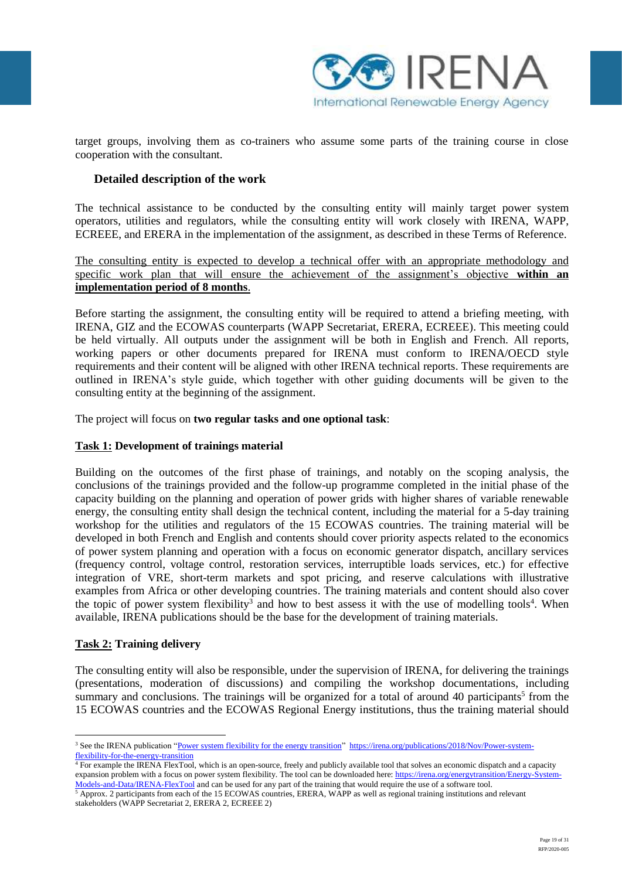target groups, involving them as co-trainers who assume some parts of the training course in close cooperation with the consultant.

### Detailed description of the work

The technical assistance to be conducted by the consulting entity will mainly target power system operators, utilities and regulators, while the consulting entity will work closely with IRENA, WAPP, ECREEE, and ERERA in the implementation of the assignment, as described in these Terms of Reference.

<u>The consulting entity is expected to develop a technical offer with an appropriate methodology and specific work plan that will ensure the achievement of the assignment's objective **within an implementation period of 8 months**.</u>

Before starting the assignment, the consulting entity will be required to attend a briefing meeting, with IRENA, GIZ and the ECOWAS counterparts (WAPP Secretariat, ERERA, ECREEE). This meeting could be held virtually. All outputs under the assignment will be both in English and French. All reports, working papers or other documents prepared for IRENA must conform to IRENA/OECD style requirements and their content will be aligned with other IRENA technical reports. These requirements are outlined in IRENA's style guide, which together with other guiding documents will be given to the consulting entity at the beginning of the assignment.

The project will focus on **two regular tasks and one optional task**:

**<u>Task 1:</u> Development of trainings material**

Building on the outcomes of the first phase of trainings, and notably on the scoping analysis, the conclusions of the trainings provided and the follow-up programme completed in the initial phase of the capacity building on the planning and operation of power grids with higher shares of variable renewable energy, the consulting entity shall design the technical content, including the material for a 5-day training workshop for the utilities and regulators of the 15 ECOWAS countries. The training material will be developed in both French and English and contents should cover priority aspects related to the economics of power system planning and operation with a focus on economic generator dispatch, ancillary services (frequency control, voltage control, restoration services, interruptible loads services, etc.) for effective integration of VRE, short-term markets and spot pricing, and reserve calculations with illustrative examples from Africa or other developing countries. The training materials and content should also cover the topic of power system flexibility[3] and how to best assess it with the use of modelling tools[4]. When available, IRENA publications should be the base for the development of training materials.

**<u>Task 2:</u> Training delivery**

The consulting entity will also be responsible, under the supervision of IRENA, for delivering the trainings (presentations, moderation of discussions) and compiling the workshop documentations, including summary and conclusions. The trainings will be organized for a total of around 40 participants[5] from the 15 ECOWAS countries and the ECOWAS Regional Energy institutions, thus the training material should

---

[3] See the IRENA publication "Power system flexibility for the energy transition" https://irena.org/publications/2018/Nov/Power-system-flexibility-for-the-energy-transition

[4] For example the IRENA FlexTool, which is an open-source, freely and publicly available tool that solves an economic dispatch and a capacity expansion problem with a focus on power system flexibility. The tool can be downloaded here: https://irena.org/energytransition/Energy-System-Models-and-Data/IRENA-FlexTool and can be used for any part of the training that would require the use of a software tool.

[5] Approx. 2 participants from each of the 15 ECOWAS countries, ERERA, WAPP as well as regional training institutions and relevant stakeholders (WAPP Secretariat 2, ERERA 2, ECREEE 2)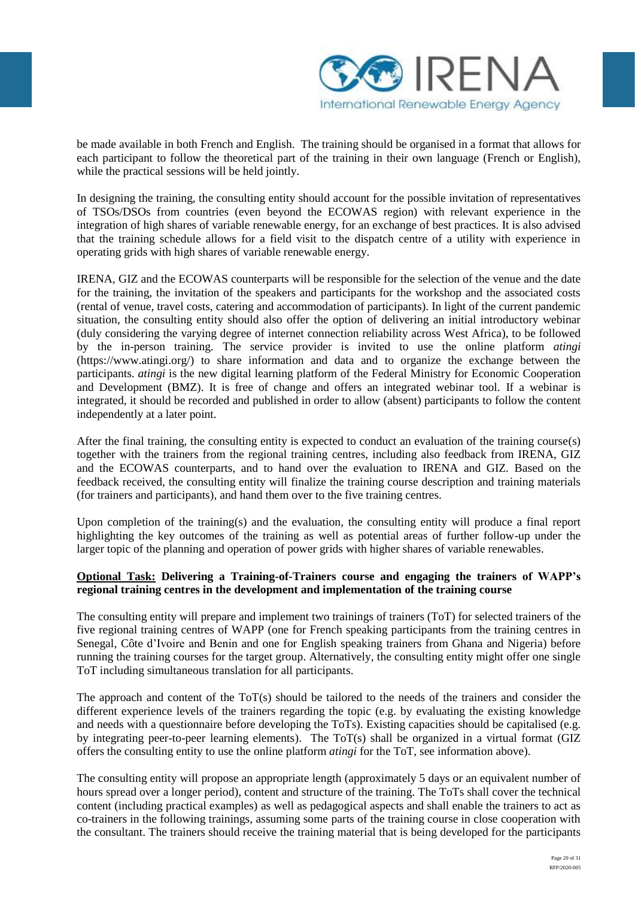be made available in both French and English. The training should be organised in a format that allows for each participant to follow the theoretical part of the training in their own language (French or English), while the practical sessions will be held jointly.

In designing the training, the consulting entity should account for the possible invitation of representatives of TSOs/DSOs from countries (even beyond the ECOWAS region) with relevant experience in the integration of high shares of variable renewable energy, for an exchange of best practices. It is also advised that the training schedule allows for a field visit to the dispatch centre of a utility with experience in operating grids with high shares of variable renewable energy.

IRENA, GIZ and the ECOWAS counterparts will be responsible for the selection of the venue and the date for the training, the invitation of the speakers and participants for the workshop and the associated costs (rental of venue, travel costs, catering and accommodation of participants). In light of the current pandemic situation, the consulting entity should also offer the option of delivering an initial introductory webinar (duly considering the varying degree of internet connection reliability across West Africa), to be followed by the in-person training. The service provider is invited to use the online platform *atingi* (https://www.atingi.org/) to share information and data and to organize the exchange between the participants. *atingi* is the new digital learning platform of the Federal Ministry for Economic Cooperation and Development (BMZ). It is free of change and offers an integrated webinar tool. If a webinar is integrated, it should be recorded and published in order to allow (absent) participants to follow the content independently at a later point.

After the final training, the consulting entity is expected to conduct an evaluation of the training course(s) together with the trainers from the regional training centres, including also feedback from IRENA, GIZ and the ECOWAS counterparts, and to hand over the evaluation to IRENA and GIZ. Based on the feedback received, the consulting entity will finalize the training course description and training materials (for trainers and participants), and hand them over to the five training centres.

Upon completion of the training(s) and the evaluation, the consulting entity will produce a final report highlighting the key outcomes of the training as well as potential areas of further follow-up under the larger topic of the planning and operation of power grids with higher shares of variable renewables.

**Optional Task: Delivering a Training-of-Trainers course and engaging the trainers of WAPP's regional training centres in the development and implementation of the training course**

The consulting entity will prepare and implement two trainings of trainers (ToT) for selected trainers of the five regional training centres of WAPP (one for French speaking participants from the training centres in Senegal, Côte d'Ivoire and Benin and one for English speaking trainers from Ghana and Nigeria) before running the training courses for the target group. Alternatively, the consulting entity might offer one single ToT including simultaneous translation for all participants.

The approach and content of the ToT(s) should be tailored to the needs of the trainers and consider the different experience levels of the trainers regarding the topic (e.g. by evaluating the existing knowledge and needs with a questionnaire before developing the ToTs). Existing capacities should be capitalised (e.g. by integrating peer-to-peer learning elements). The ToT(s) shall be organized in a virtual format (GIZ offers the consulting entity to use the online platform *atingi* for the ToT, see information above).

The consulting entity will propose an appropriate length (approximately 5 days or an equivalent number of hours spread over a longer period), content and structure of the training. The ToTs shall cover the technical content (including practical examples) as well as pedagogical aspects and shall enable the trainers to act as co-trainers in the following trainings, assuming some parts of the training course in close cooperation with the consultant. The trainers should receive the training material that is being developed for the participants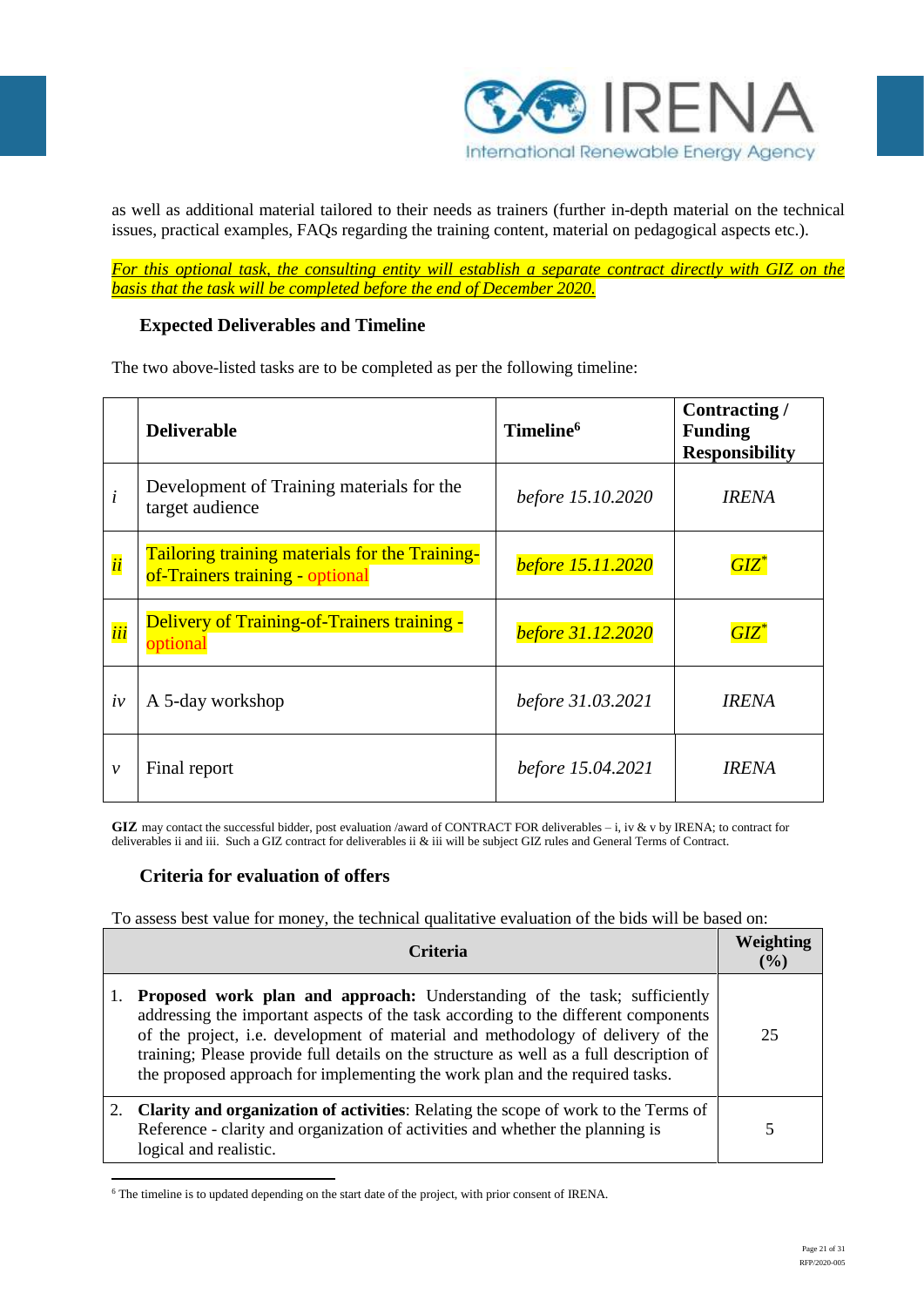as well as additional material tailored to their needs as trainers (further in-depth material on the technical issues, practical examples, FAQs regarding the training content, material on pedagogical aspects etc.).

*For this optional task, the consulting entity will establish a separate contract directly with GIZ on the basis that the task will be completed before the end of December 2020.*

### Expected Deliverables and Timeline

The two above-listed tasks are to be completed as per the following timeline:

| | Deliverable | Timeline[6] | Contracting / Funding Responsibility |
|---|---|---|---|
| *i* | Development of Training materials for the target audience | *before 15.10.2020* | *IRENA* |
| *ii* | Tailoring training materials for the Training-of-Trainers training - optional | *before 15.11.2020* | *GIZ** |
| *iii* | Delivery of Training-of-Trainers training - optional | *before 31.12.2020* | *GIZ** |
| *iv* | A 5-day workshop | *before 31.03.2021* | *IRENA* |
| *v* | Final report | *before 15.04.2021* | *IRENA* |

**GIZ** may contact the successful bidder, post evaluation /award of CONTRACT FOR deliverables – i, iv & v by IRENA; to contract for deliverables ii and iii. Such a GIZ contract for deliverables ii & iii will be subject GIZ rules and General Terms of Contract.

### Criteria for evaluation of offers

To assess best value for money, the technical qualitative evaluation of the bids will be based on:

| Criteria | Weighting (%) |
|---|---|
| 1. **Proposed work plan and approach:** Understanding of the task; sufficiently addressing the important aspects of the task according to the different components of the project, i.e. development of material and methodology of delivery of the training; Please provide full details on the structure as well as a full description of the proposed approach for implementing the work plan and the required tasks. | 25 |
| 2. **Clarity and organization of activities**: Relating the scope of work to the Terms of Reference - clarity and organization of activities and whether the planning is logical and realistic. | 5 |

[6] The timeline is to updated depending on the start date of the project, with prior consent of IRENA.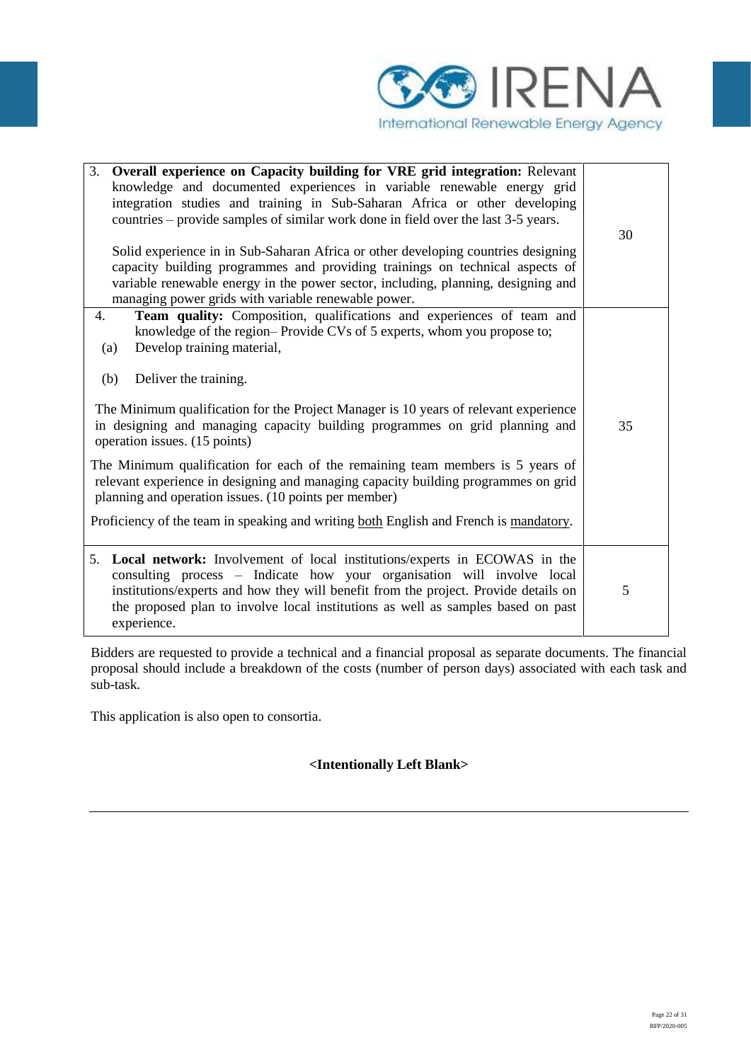| | |
|---|---|
| 3. **Overall experience on Capacity building for VRE grid integration:** Relevant knowledge and documented experiences in variable renewable energy grid integration studies and training in Sub-Saharan Africa or other developing countries – provide samples of similar work done in field over the last 3-5 years.<br><br>Solid experience in in Sub-Saharan Africa or other developing countries designing capacity building programmes and providing trainings on technical aspects of variable renewable energy in the power sector, including, planning, designing and managing power grids with variable renewable power. | 30 |
| 4. **Team quality:** Composition, qualifications and experiences of team and knowledge of the region– Provide CVs of 5 experts, whom you propose to;<br>(a) Develop training material,<br>(b) Deliver the training.<br><br>The Minimum qualification for the Project Manager is 10 years of relevant experience in designing and managing capacity building programmes on grid planning and operation issues. (15 points)<br><br>The Minimum qualification for each of the remaining team members is 5 years of relevant experience in designing and managing capacity building programmes on grid planning and operation issues. (10 points per member)<br><br>Proficiency of the team in speaking and writing both English and French is mandatory. | 35 |
| 5. **Local network:** Involvement of local institutions/experts in ECOWAS in the consulting process – Indicate how your organisation will involve local institutions/experts and how they will benefit from the project. Provide details on the proposed plan to involve local institutions as well as samples based on past experience. | 5 |

Bidders are requested to provide a technical and a financial proposal as separate documents. The financial proposal should include a breakdown of the costs (number of person days) associated with each task and sub-task.

This application is also open to consortia.

**<Intentionally Left Blank>**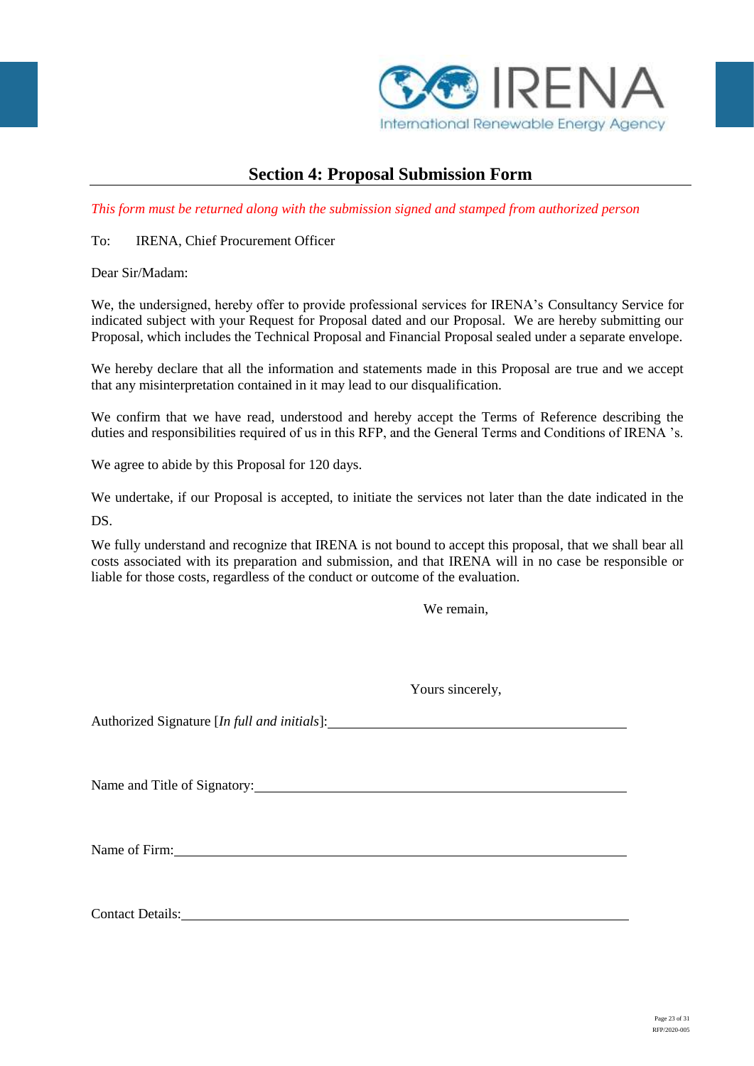## Section 4: Proposal Submission Form

*This form must be returned along with the submission signed and stamped from authorized person*

To: IRENA, Chief Procurement Officer

Dear Sir/Madam:

We, the undersigned, hereby offer to provide professional services for IRENA's Consultancy Service for indicated subject with your Request for Proposal dated and our Proposal. We are hereby submitting our Proposal, which includes the Technical Proposal and Financial Proposal sealed under a separate envelope.

We hereby declare that all the information and statements made in this Proposal are true and we accept that any misinterpretation contained in it may lead to our disqualification.

We confirm that we have read, understood and hereby accept the Terms of Reference describing the duties and responsibilities required of us in this RFP, and the General Terms and Conditions of IRENA 's.

We agree to abide by this Proposal for 120 days.

We undertake, if our Proposal is accepted, to initiate the services not later than the date indicated in the DS.

We fully understand and recognize that IRENA is not bound to accept this proposal, that we shall bear all costs associated with its preparation and submission, and that IRENA will in no case be responsible or liable for those costs, regardless of the conduct or outcome of the evaluation.

We remain,

Yours sincerely,

Authorized Signature [*In full and initials*]:\_\_\_\_\_\_\_\_\_\_\_\_\_\_\_\_\_\_\_\_\_\_\_\_\_\_\_\_\_\_\_\_\_\_\_\_

Name and Title of Signatory:\_\_\_\_\_\_\_\_\_\_\_\_\_\_\_\_\_\_\_\_\_\_\_\_\_\_\_\_\_\_\_\_\_\_\_\_\_\_\_\_

Name of Firm:\_\_\_\_\_\_\_\_\_\_\_\_\_\_\_\_\_\_\_\_\_\_\_\_\_\_\_\_\_\_\_\_\_\_\_\_\_\_\_\_\_\_\_\_\_\_\_\_\_\_\_

Contact Details:\_\_\_\_\_\_\_\_\_\_\_\_\_\_\_\_\_\_\_\_\_\_\_\_\_\_\_\_\_\_\_\_\_\_\_\_\_\_\_\_\_\_\_\_\_\_\_\_\_\_

RFP/2020-005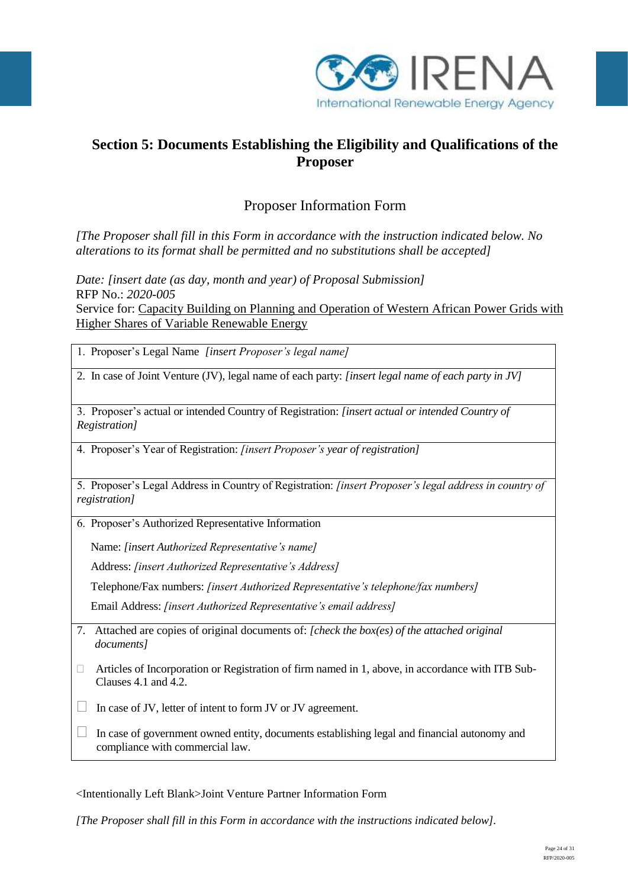## Section 5: Documents Establishing the Eligibility and Qualifications of the Proposer

### Proposer Information Form

*[The Proposer shall fill in this Form in accordance with the instruction indicated below. No alterations to its format shall be permitted and no substitutions shall be accepted]*

*Date: [insert date (as day, month and year) of Proposal Submission]*
RFP No.: *2020-005*
Service for: Capacity Building on Planning and Operation of Western African Power Grids with Higher Shares of Variable Renewable Energy

| |
|---|
| 1. Proposer's Legal Name *[insert Proposer's legal name]* |
| 2. In case of Joint Venture (JV), legal name of each party: *[insert legal name of each party in JV]* |
| 3. Proposer's actual or intended Country of Registration: *[insert actual or intended Country of Registration]* |
| 4. Proposer's Year of Registration: *[insert Proposer's year of registration]* |
| 5. Proposer's Legal Address in Country of Registration: *[insert Proposer's legal address in country of registration]* |
| 6. Proposer's Authorized Representative Information<br>Name: *[insert Authorized Representative's name]*<br>Address: *[insert Authorized Representative's Address]*<br>Telephone/Fax numbers: *[insert Authorized Representative's telephone/fax numbers]*<br>Email Address: *[insert Authorized Representative's email address]* |
| 7. Attached are copies of original documents of: *[check the box(es) of the attached original documents]*<br>☐ Articles of Incorporation or Registration of firm named in 1, above, in accordance with ITB Sub-Clauses 4.1 and 4.2.<br>☐ In case of JV, letter of intent to form JV or JV agreement.<br>☐ In case of government owned entity, documents establishing legal and financial autonomy and compliance with commercial law. |

<Intentionally Left Blank>Joint Venture Partner Information Form

*[The Proposer shall fill in this Form in accordance with the instructions indicated below].*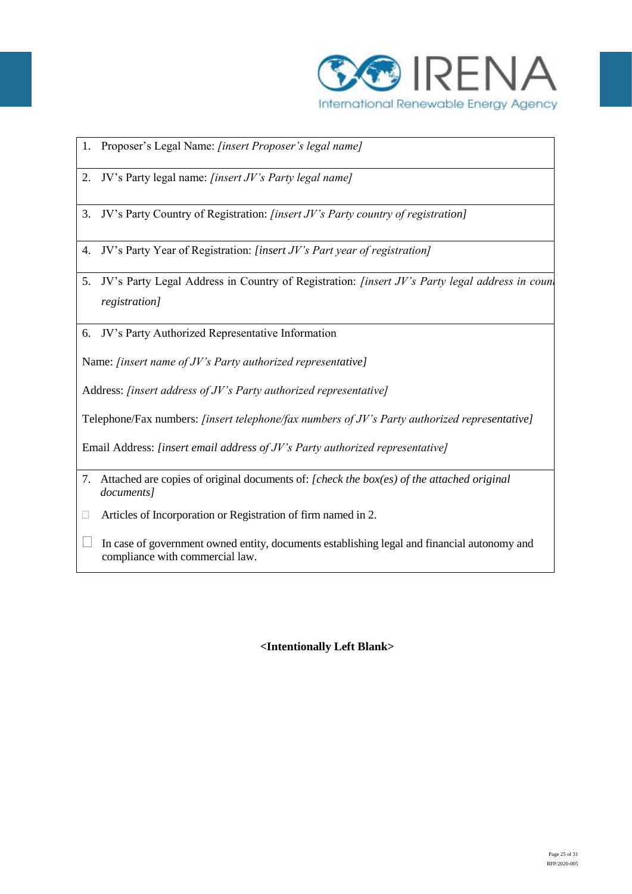1. Proposer's Legal Name: *[insert Proposer's legal name]*

2. JV's Party legal name: *[insert JV's Party legal name]*

3. JV's Party Country of Registration: *[insert JV's Party country of registration]*

4. JV's Party Year of Registration: *[insert JV's Part year of registration]*

5. JV's Party Legal Address in Country of Registration: *[insert JV's Party legal address in country of registration]*

6. JV's Party Authorized Representative Information

Name: *[insert name of JV's Party authorized representative]*

Address: *[insert address of JV's Party authorized representative]*

Telephone/Fax numbers: *[insert telephone/fax numbers of JV's Party authorized representative]*

Email Address: *[insert email address of JV's Party authorized representative]*

7. Attached are copies of original documents of: *[check the box(es) of the attached original documents]*

☐ Articles of Incorporation or Registration of firm named in 2.

☐ In case of government owned entity, documents establishing legal and financial autonomy and compliance with commercial law.

**<Intentionally Left Blank>**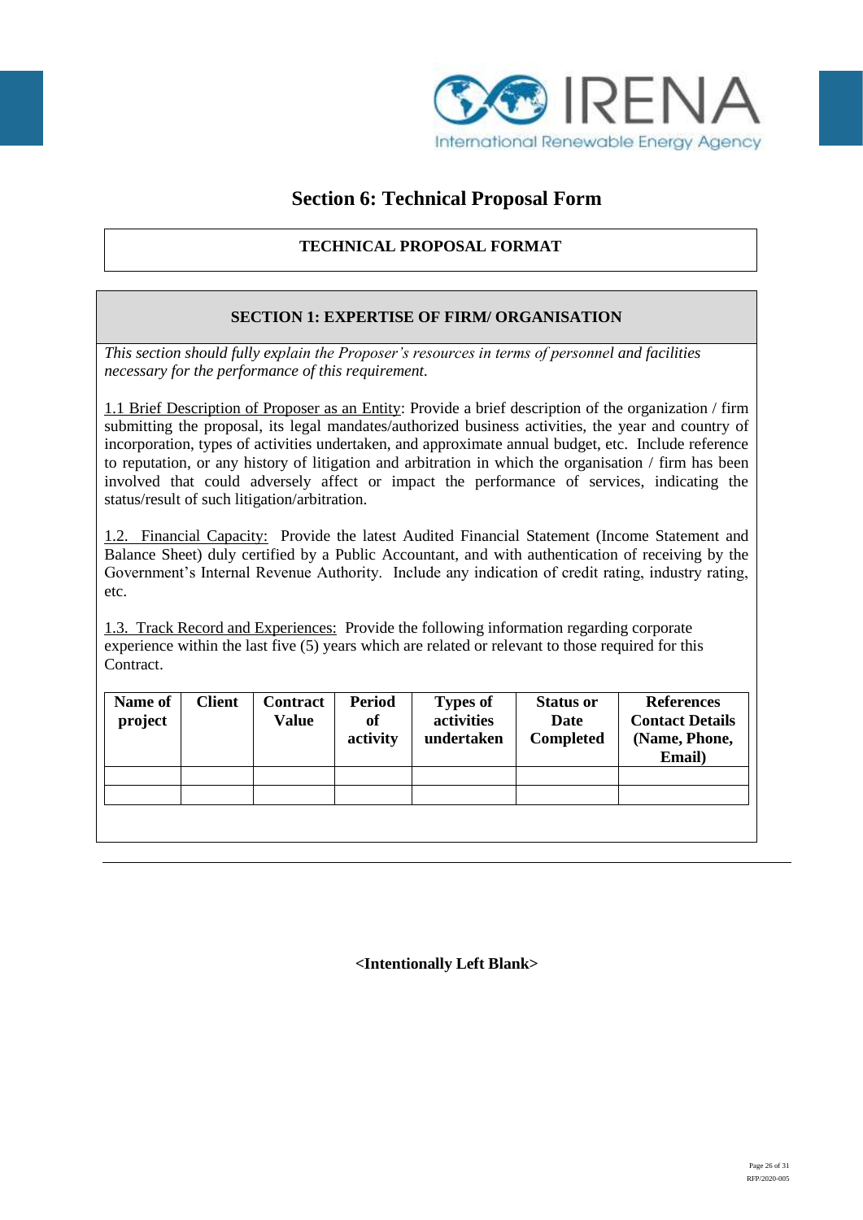# Section 6: Technical Proposal Form

## TECHNICAL PROPOSAL FORMAT

### SECTION 1: EXPERTISE OF FIRM/ ORGANISATION

*This section should fully explain the Proposer's resources in terms of personnel and facilities necessary for the performance of this requirement.*

1.1 Brief Description of Proposer as an Entity: Provide a brief description of the organization / firm submitting the proposal, its legal mandates/authorized business activities, the year and country of incorporation, types of activities undertaken, and approximate annual budget, etc. Include reference to reputation, or any history of litigation and arbitration in which the organisation / firm has been involved that could adversely affect or impact the performance of services, indicating the status/result of such litigation/arbitration.

1.2. Financial Capacity: Provide the latest Audited Financial Statement (Income Statement and Balance Sheet) duly certified by a Public Accountant, and with authentication of receiving by the Government's Internal Revenue Authority. Include any indication of credit rating, industry rating, etc.

1.3. Track Record and Experiences: Provide the following information regarding corporate experience within the last five (5) years which are related or relevant to those required for this Contract.

| Name of project | Client | Contract Value | Period of activity | Types of activities undertaken | Status or Date Completed | References Contact Details (Name, Phone, Email) |
|---|---|---|---|---|---|---|
| | | | | | | |
| | | | | | | |

**<Intentionally Left Blank>**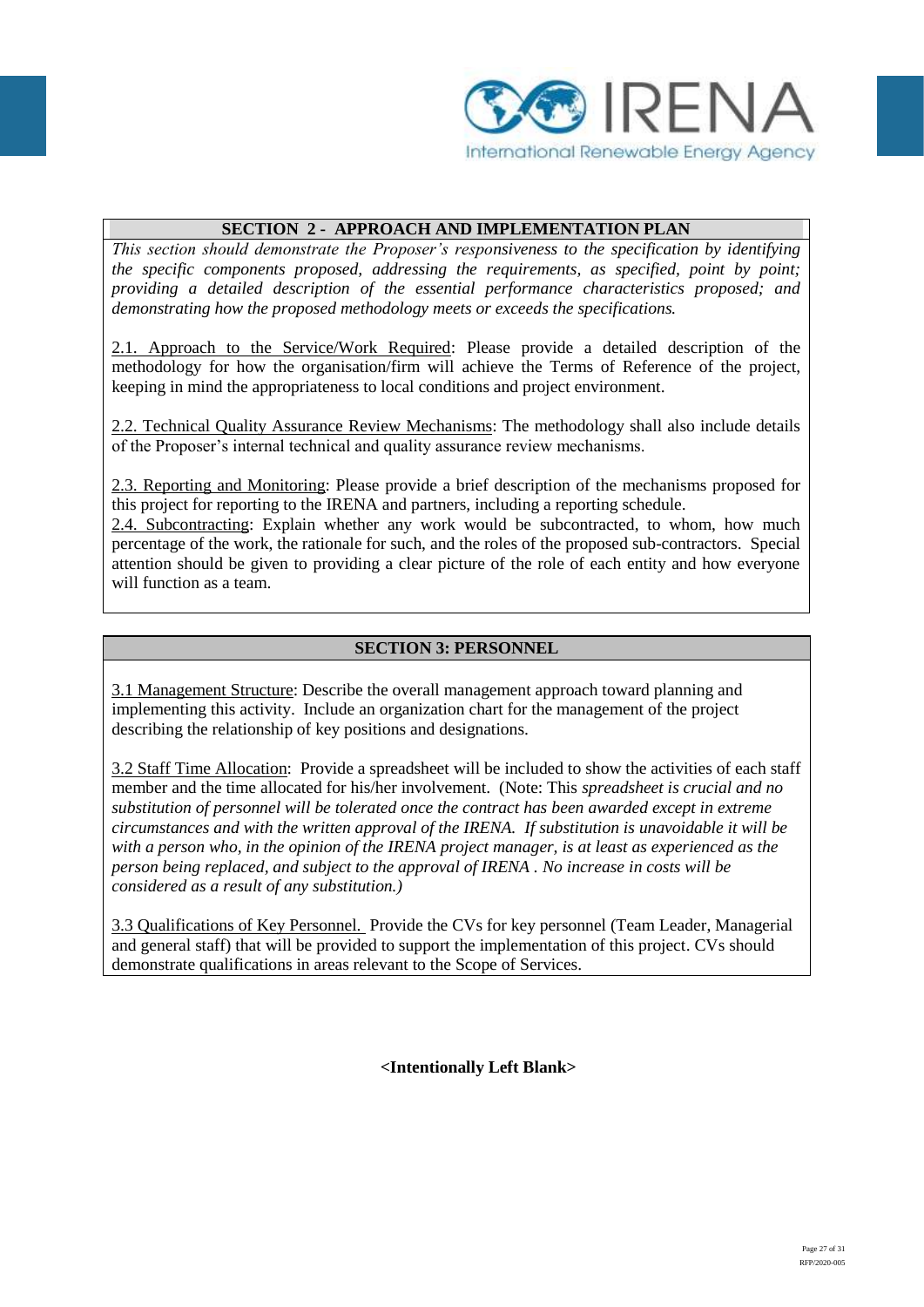## SECTION 2 - APPROACH AND IMPLEMENTATION PLAN

*This section should demonstrate the Proposer's responsiveness to the specification by identifying the specific components proposed, addressing the requirements, as specified, point by point; providing a detailed description of the essential performance characteristics proposed; and demonstrating how the proposed methodology meets or exceeds the specifications.*

<u>2.1. Approach to the Service/Work Required</u>: Please provide a detailed description of the methodology for how the organisation/firm will achieve the Terms of Reference of the project, keeping in mind the appropriateness to local conditions and project environment.

<u>2.2. Technical Quality Assurance Review Mechanisms</u>: The methodology shall also include details of the Proposer's internal technical and quality assurance review mechanisms.

<u>2.3. Reporting and Monitoring</u>: Please provide a brief description of the mechanisms proposed for this project for reporting to the IRENA and partners, including a reporting schedule.

<u>2.4. Subcontracting</u>: Explain whether any work would be subcontracted, to whom, how much percentage of the work, the rationale for such, and the roles of the proposed sub-contractors. Special attention should be given to providing a clear picture of the role of each entity and how everyone will function as a team.

## SECTION 3: PERSONNEL

<u>3.1 Management Structure</u>: Describe the overall management approach toward planning and implementing this activity. Include an organization chart for the management of the project describing the relationship of key positions and designations.

<u>3.2 Staff Time Allocation</u>: Provide a spreadsheet will be included to show the activities of each staff member and the time allocated for his/her involvement. (Note: This *spreadsheet is crucial and no substitution of personnel will be tolerated once the contract has been awarded except in extreme circumstances and with the written approval of the IRENA. If substitution is unavoidable it will be with a person who, in the opinion of the IRENA project manager, is at least as experienced as the person being replaced, and subject to the approval of IRENA . No increase in costs will be considered as a result of any substitution.)*

<u>3.3 Qualifications of Key Personnel.</u> Provide the CVs for key personnel (Team Leader, Managerial and general staff) that will be provided to support the implementation of this project. CVs should demonstrate qualifications in areas relevant to the Scope of Services.

**<Intentionally Left Blank>**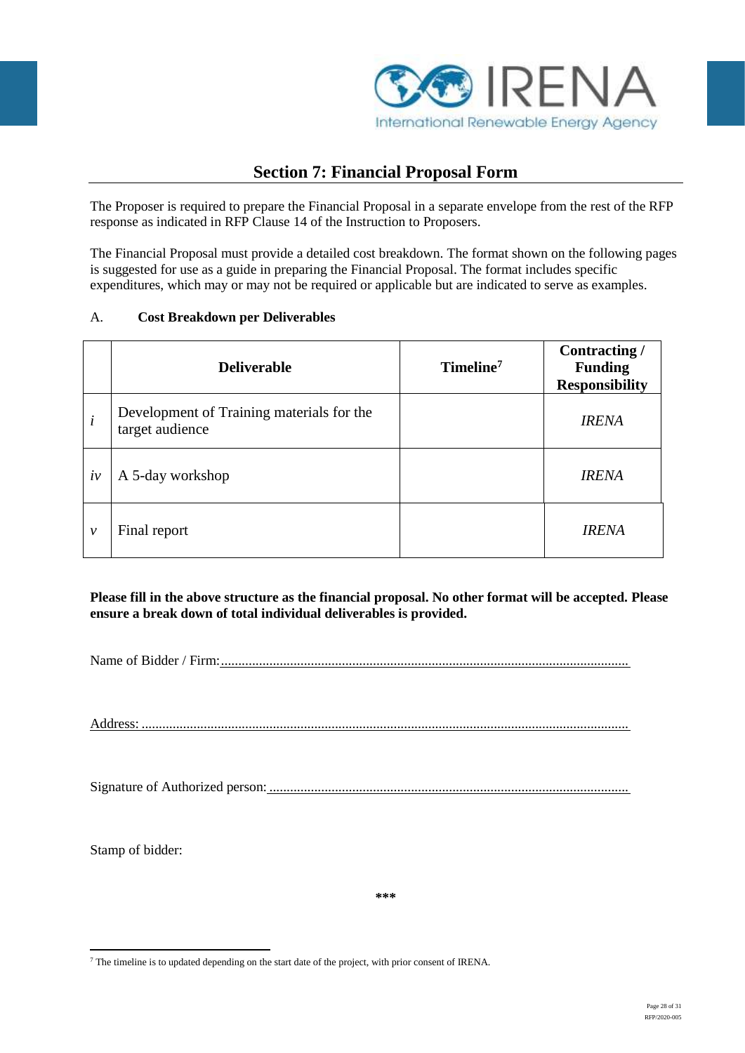## Section 7: Financial Proposal Form

The Proposer is required to prepare the Financial Proposal in a separate envelope from the rest of the RFP response as indicated in RFP Clause 14 of the Instruction to Proposers.

The Financial Proposal must provide a detailed cost breakdown. The format shown on the following pages is suggested for use as a guide in preparing the Financial Proposal. The format includes specific expenditures, which may or may not be required or applicable but are indicated to serve as examples.

A. **Cost Breakdown per Deliverables**

| | **Deliverable** | **Timeline**[7] | **Contracting / Funding Responsibility** |
|---|---|---|---|
| *i* | Development of Training materials for the target audience | | *IRENA* |
| *iv* | A 5-day workshop | | *IRENA* |
| *v* | Final report | | *IRENA* |

**Please fill in the above structure as the financial proposal. No other format will be accepted. Please ensure a break down of total individual deliverables is provided.**

Name of Bidder / Firm:.......................................................................................................................

Address: ..............................................................................................................................................

Signature of Authorized person: .........................................................................................................

Stamp of bidder:

***

[7] The timeline is to updated depending on the start date of the project, with prior consent of IRENA.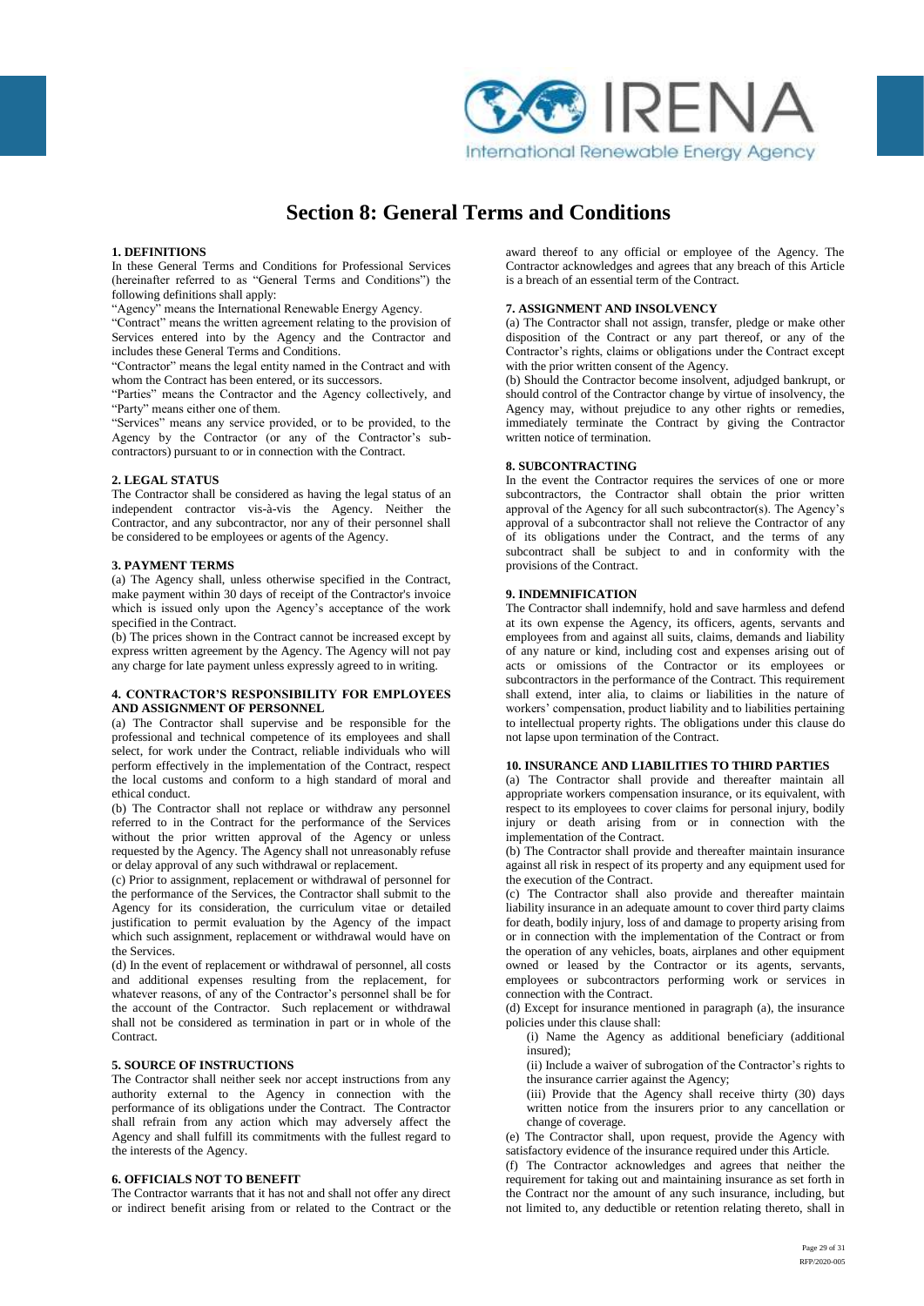# Section 8: General Terms and Conditions

**1. DEFINITIONS**

In these General Terms and Conditions for Professional Services (hereinafter referred to as "General Terms and Conditions") the following definitions shall apply:

"Agency" means the International Renewable Energy Agency.

"Contract" means the written agreement relating to the provision of Services entered into by the Agency and the Contractor and includes these General Terms and Conditions.

"Contractor" means the legal entity named in the Contract and with whom the Contract has been entered, or its successors.

"Parties" means the Contractor and the Agency collectively, and "Party" means either one of them.

"Services" means any service provided, or to be provided, to the Agency by the Contractor (or any of the Contractor's sub-contractors) pursuant to or in connection with the Contract.

**2. LEGAL STATUS**

The Contractor shall be considered as having the legal status of an independent contractor vis-à-vis the Agency. Neither the Contractor, and any subcontractor, nor any of their personnel shall be considered to be employees or agents of the Agency.

**3. PAYMENT TERMS**

(a) The Agency shall, unless otherwise specified in the Contract, make payment within 30 days of receipt of the Contractor's invoice which is issued only upon the Agency's acceptance of the work specified in the Contract.

(b) The prices shown in the Contract cannot be increased except by express written agreement by the Agency. The Agency will not pay any charge for late payment unless expressly agreed to in writing.

**4. CONTRACTOR'S RESPONSIBILITY FOR EMPLOYEES AND ASSIGNMENT OF PERSONNEL**

(a) The Contractor shall supervise and be responsible for the professional and technical competence of its employees and shall select, for work under the Contract, reliable individuals who will perform effectively in the implementation of the Contract, respect the local customs and conform to a high standard of moral and ethical conduct.

(b) The Contractor shall not replace or withdraw any personnel referred to in the Contract for the performance of the Services without the prior written approval of the Agency or unless requested by the Agency. The Agency shall not unreasonably refuse or delay approval of any such withdrawal or replacement.

(c) Prior to assignment, replacement or withdrawal of personnel for the performance of the Services, the Contractor shall submit to the Agency for its consideration, the curriculum vitae or detailed justification to permit evaluation by the Agency of the impact which such assignment, replacement or withdrawal would have on the Services.

(d) In the event of replacement or withdrawal of personnel, all costs and additional expenses resulting from the replacement, for whatever reasons, of any of the Contractor's personnel shall be for the account of the Contractor. Such replacement or withdrawal shall not be considered as termination in part or in whole of the Contract.

**5. SOURCE OF INSTRUCTIONS**

The Contractor shall neither seek nor accept instructions from any authority external to the Agency in connection with the performance of its obligations under the Contract. The Contractor shall refrain from any action which may adversely affect the Agency and shall fulfill its commitments with the fullest regard to the interests of the Agency.

**6. OFFICIALS NOT TO BENEFIT**

The Contractor warrants that it has not and shall not offer any direct or indirect benefit arising from or related to the Contract or the award thereof to any official or employee of the Agency. The Contractor acknowledges and agrees that any breach of this Article is a breach of an essential term of the Contract.

**7. ASSIGNMENT AND INSOLVENCY**

(a) The Contractor shall not assign, transfer, pledge or make other disposition of the Contract or any part thereof, or any of the Contractor's rights, claims or obligations under the Contract except with the prior written consent of the Agency.

(b) Should the Contractor become insolvent, adjudged bankrupt, or should control of the Contractor change by virtue of insolvency, the Agency may, without prejudice to any other rights or remedies, immediately terminate the Contract by giving the Contractor written notice of termination.

**8. SUBCONTRACTING**

In the event the Contractor requires the services of one or more subcontractors, the Contractor shall obtain the prior written approval of the Agency for all such subcontractor(s). The Agency's approval of a subcontractor shall not relieve the Contractor of any of its obligations under the Contract, and the terms of any subcontract shall be subject to and in conformity with the provisions of the Contract.

**9. INDEMNIFICATION**

The Contractor shall indemnify, hold and save harmless and defend at its own expense the Agency, its officers, agents, servants and employees from and against all suits, claims, demands and liability of any nature or kind, including cost and expenses arising out of acts or omissions of the Contractor or its employees or subcontractors in the performance of the Contract. This requirement shall extend, inter alia, to claims or liabilities in the nature of workers' compensation, product liability and to liabilities pertaining to intellectual property rights. The obligations under this clause do not lapse upon termination of the Contract.

**10. INSURANCE AND LIABILITIES TO THIRD PARTIES**

(a) The Contractor shall provide and thereafter maintain all appropriate workers compensation insurance, or its equivalent, with respect to its employees to cover claims for personal injury, bodily injury or death arising from or in connection with the implementation of the Contract.

(b) The Contractor shall provide and thereafter maintain insurance against all risk in respect of its property and any equipment used for the execution of the Contract.

(c) The Contractor shall also provide and thereafter maintain liability insurance in an adequate amount to cover third party claims for death, bodily injury, loss of and damage to property arising from or in connection with the implementation of the Contract or from the operation of any vehicles, boats, airplanes and other equipment owned or leased by the Contractor or its agents, servants, employees or subcontractors performing work or services in connection with the Contract.

(d) Except for insurance mentioned in paragraph (a), the insurance policies under this clause shall:

(i) Name the Agency as additional beneficiary (additional insured);

(ii) Include a waiver of subrogation of the Contractor's rights to the insurance carrier against the Agency;

(iii) Provide that the Agency shall receive thirty (30) days written notice from the insurers prior to any cancellation or change of coverage.

(e) The Contractor shall, upon request, provide the Agency with satisfactory evidence of the insurance required under this Article.

(f) The Contractor acknowledges and agrees that neither the requirement for taking out and maintaining insurance as set forth in the Contract nor the amount of any such insurance, including, but not limited to, any deductible or retention relating thereto, shall in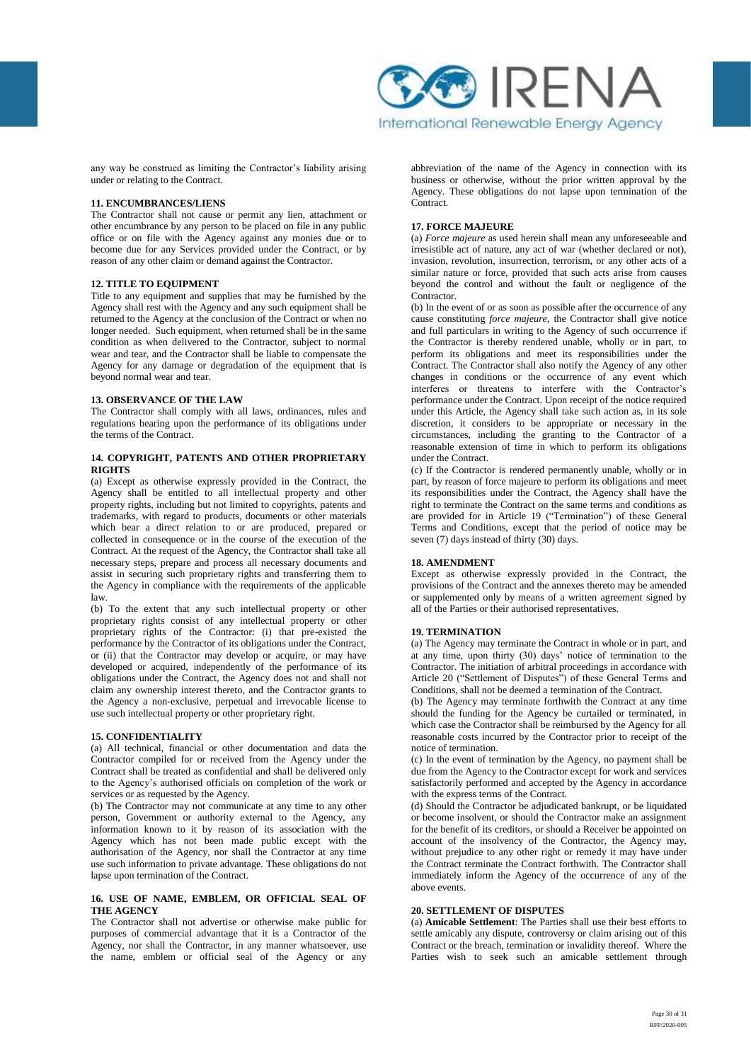any way be construed as limiting the Contractor's liability arising under or relating to the Contract.

**11. ENCUMBRANCES/LIENS**

The Contractor shall not cause or permit any lien, attachment or other encumbrance by any person to be placed on file in any public office or on file with the Agency against any monies due or to become due for any Services provided under the Contract, or by reason of any other claim or demand against the Contractor.

**12. TITLE TO EQUIPMENT**

Title to any equipment and supplies that may be furnished by the Agency shall rest with the Agency and any such equipment shall be returned to the Agency at the conclusion of the Contract or when no longer needed. Such equipment, when returned shall be in the same condition as when delivered to the Contractor, subject to normal wear and tear, and the Contractor shall be liable to compensate the Agency for any damage or degradation of the equipment that is beyond normal wear and tear.

**13. OBSERVANCE OF THE LAW**

The Contractor shall comply with all laws, ordinances, rules and regulations bearing upon the performance of its obligations under the terms of the Contract.

**14. COPYRIGHT, PATENTS AND OTHER PROPRIETARY RIGHTS**

(a) Except as otherwise expressly provided in the Contract, the Agency shall be entitled to all intellectual property and other property rights, including but not limited to copyrights, patents and trademarks, with regard to products, documents or other materials which bear a direct relation to or are produced, prepared or collected in consequence or in the course of the execution of the Contract. At the request of the Agency, the Contractor shall take all necessary steps, prepare and process all necessary documents and assist in securing such proprietary rights and transferring them to the Agency in compliance with the requirements of the applicable law.

(b) To the extent that any such intellectual property or other proprietary rights consist of any intellectual property or other proprietary rights of the Contractor: (i) that pre-existed the performance by the Contractor of its obligations under the Contract, or (ii) that the Contractor may develop or acquire, or may have developed or acquired, independently of the performance of its obligations under the Contract, the Agency does not and shall not claim any ownership interest thereto, and the Contractor grants to the Agency a non-exclusive, perpetual and irrevocable license to use such intellectual property or other proprietary right.

**15. CONFIDENTIALITY**

(a) All technical, financial or other documentation and data the Contractor compiled for or received from the Agency under the Contract shall be treated as confidential and shall be delivered only to the Agency's authorised officials on completion of the work or services or as requested by the Agency.

(b) The Contractor may not communicate at any time to any other person, Government or authority external to the Agency, any information known to it by reason of its association with the Agency which has not been made public except with the authorisation of the Agency, nor shall the Contractor at any time use such information to private advantage. These obligations do not lapse upon termination of the Contract.

**16. USE OF NAME, EMBLEM, OR OFFICIAL SEAL OF THE AGENCY**

The Contractor shall not advertise or otherwise make public for purposes of commercial advantage that it is a Contractor of the Agency, nor shall the Contractor, in any manner whatsoever, use the name, emblem or official seal of the Agency or any abbreviation of the name of the Agency in connection with its business or otherwise, without the prior written approval by the Agency. These obligations do not lapse upon termination of the Contract.

**17. FORCE MAJEURE**

(a) *Force majeure* as used herein shall mean any unforeseeable and irresistible act of nature, any act of war (whether declared or not), invasion, revolution, insurrection, terrorism, or any other acts of a similar nature or force, provided that such acts arise from causes beyond the control and without the fault or negligence of the Contractor.

(b) In the event of or as soon as possible after the occurrence of any cause constituting *force majeure*, the Contractor shall give notice and full particulars in writing to the Agency of such occurrence if the Contractor is thereby rendered unable, wholly or in part, to perform its obligations and meet its responsibilities under the Contract. The Contractor shall also notify the Agency of any other changes in conditions or the occurrence of any event which interferes or threatens to interfere with the Contractor's performance under the Contract. Upon receipt of the notice required under this Article, the Agency shall take such action as, in its sole discretion, it considers to be appropriate or necessary in the circumstances, including the granting to the Contractor of a reasonable extension of time in which to perform its obligations under the Contract.

(c) If the Contractor is rendered permanently unable, wholly or in part, by reason of force majeure to perform its obligations and meet its responsibilities under the Contract, the Agency shall have the right to terminate the Contract on the same terms and conditions as are provided for in Article 19 ("Termination") of these General Terms and Conditions, except that the period of notice may be seven (7) days instead of thirty (30) days.

**18. AMENDMENT**

Except as otherwise expressly provided in the Contract, the provisions of the Contract and the annexes thereto may be amended or supplemented only by means of a written agreement signed by all of the Parties or their authorised representatives.

**19. TERMINATION**

(a) The Agency may terminate the Contract in whole or in part, and at any time, upon thirty (30) days' notice of termination to the Contractor. The initiation of arbitral proceedings in accordance with Article 20 ("Settlement of Disputes") of these General Terms and Conditions, shall not be deemed a termination of the Contract.

(b) The Agency may terminate forthwith the Contract at any time should the funding for the Agency be curtailed or terminated, in which case the Contractor shall be reimbursed by the Agency for all reasonable costs incurred by the Contractor prior to receipt of the notice of termination.

(c) In the event of termination by the Agency, no payment shall be due from the Agency to the Contractor except for work and services satisfactorily performed and accepted by the Agency in accordance with the express terms of the Contract.

(d) Should the Contractor be adjudicated bankrupt, or be liquidated or become insolvent, or should the Contractor make an assignment for the benefit of its creditors, or should a Receiver be appointed on account of the insolvency of the Contractor, the Agency may, without prejudice to any other right or remedy it may have under the Contract terminate the Contract forthwith. The Contractor shall immediately inform the Agency of the occurrence of any of the above events.

**20. SETTLEMENT OF DISPUTES**

(a) **Amicable Settlement**: The Parties shall use their best efforts to settle amicably any dispute, controversy or claim arising out of this Contract or the breach, termination or invalidity thereof. Where the Parties wish to seek such an amicable settlement through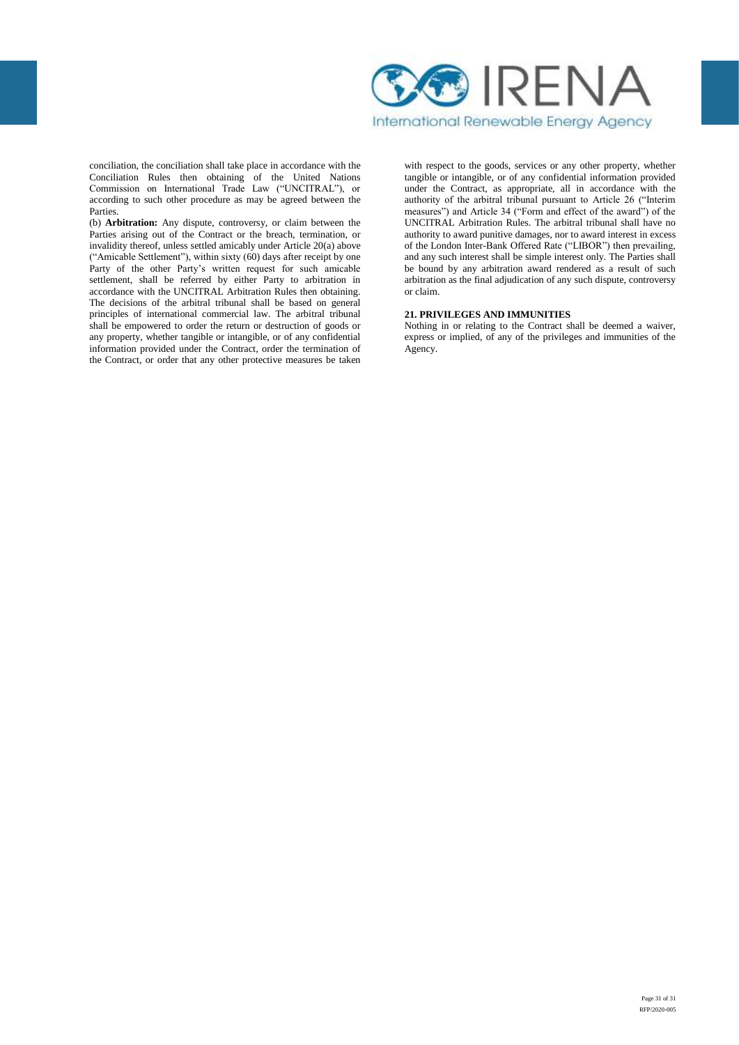conciliation, the conciliation shall take place in accordance with the Conciliation Rules then obtaining of the United Nations Commission on International Trade Law ("UNCITRAL"), or according to such other procedure as may be agreed between the Parties.

(b) **Arbitration:** Any dispute, controversy, or claim between the Parties arising out of the Contract or the breach, termination, or invalidity thereof, unless settled amicably under Article 20(a) above ("Amicable Settlement"), within sixty (60) days after receipt by one Party of the other Party's written request for such amicable settlement, shall be referred by either Party to arbitration in accordance with the UNCITRAL Arbitration Rules then obtaining. The decisions of the arbitral tribunal shall be based on general principles of international commercial law. The arbitral tribunal shall be empowered to order the return or destruction of goods or any property, whether tangible or intangible, or of any confidential information provided under the Contract, order the termination of the Contract, or order that any other protective measures be taken with respect to the goods, services or any other property, whether tangible or intangible, or of any confidential information provided under the Contract, as appropriate, all in accordance with the authority of the arbitral tribunal pursuant to Article 26 ("Interim measures") and Article 34 ("Form and effect of the award") of the UNCITRAL Arbitration Rules. The arbitral tribunal shall have no authority to award punitive damages, nor to award interest in excess of the London Inter-Bank Offered Rate ("LIBOR") then prevailing, and any such interest shall be simple interest only. The Parties shall be bound by any arbitration award rendered as a result of such arbitration as the final adjudication of any such dispute, controversy or claim.

## 21. PRIVILEGES AND IMMUNITIES

Nothing in or relating to the Contract shall be deemed a waiver, express or implied, of any of the privileges and immunities of the Agency.